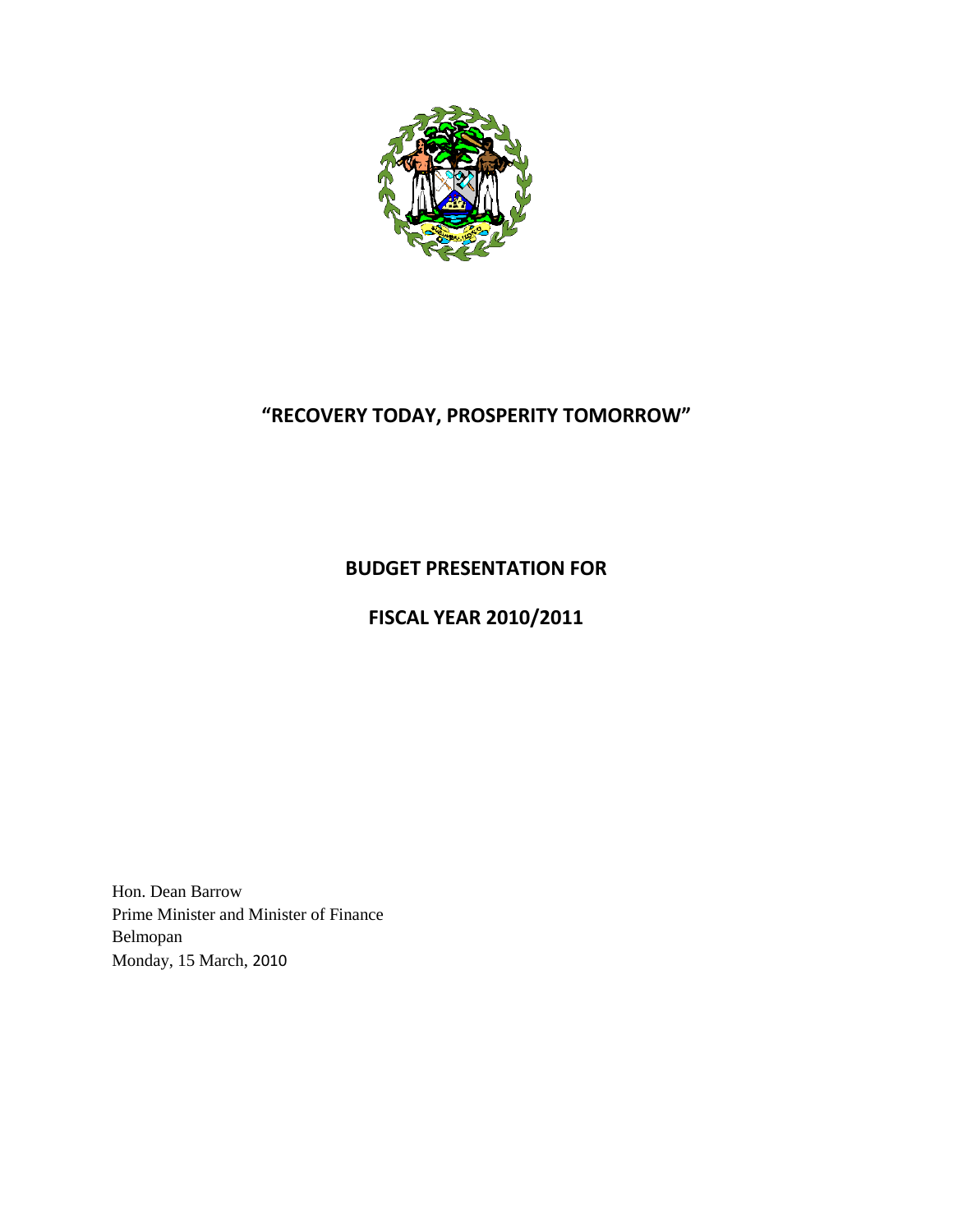# "RECOVERY TODAY, PROSPERITY TOMORROW"

## BUDGET PRESENTATION FOR

## FISCAL YEAR 2010/2011

Hon. Dean Barrow
Prime Minister and Minister of Finance
Belmopan
Monday, 15 March, 2010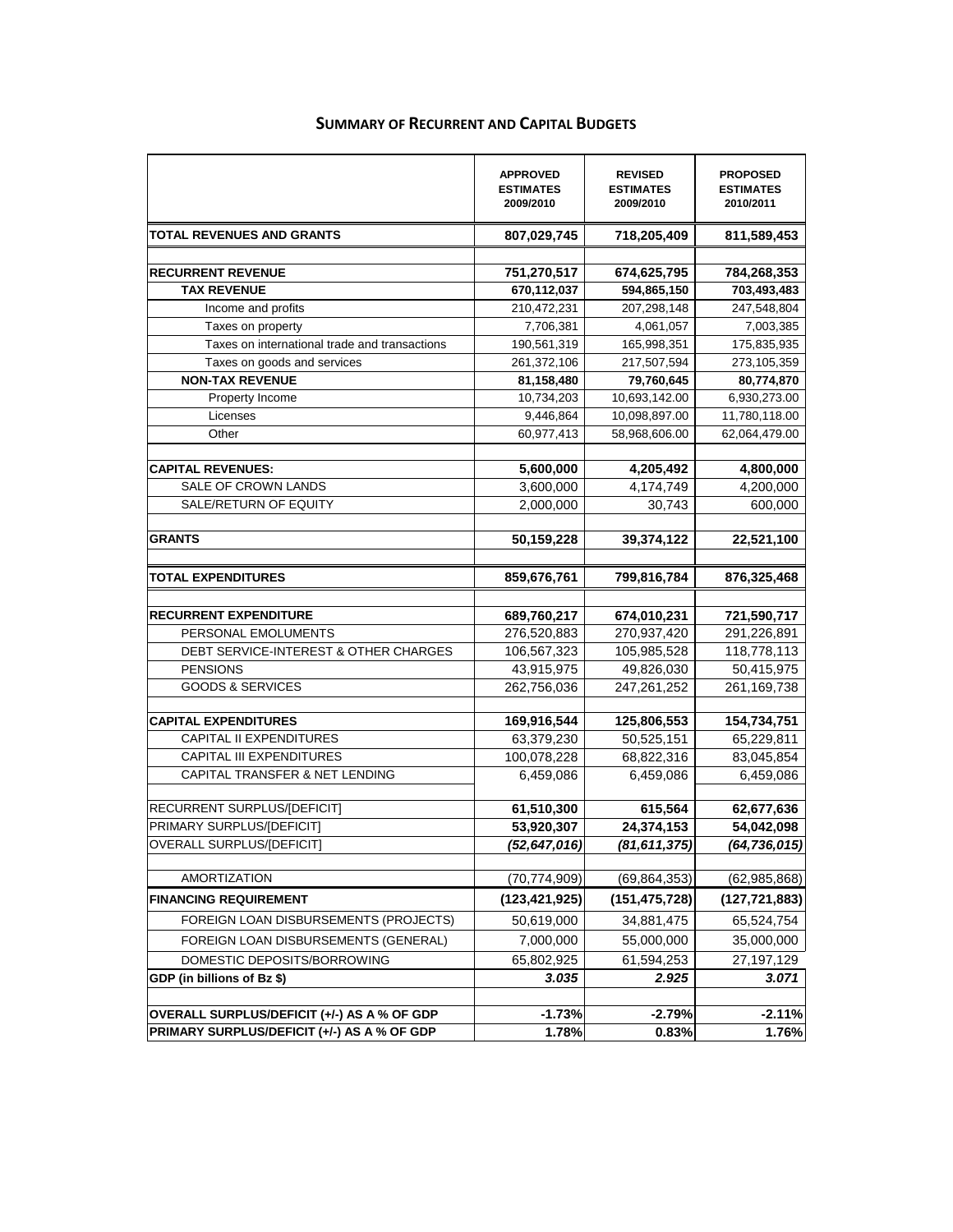## SUMMARY OF RECURRENT AND CAPITAL BUDGETS

| | APPROVED ESTIMATES 2009/2010 | REVISED ESTIMATES 2009/2010 | PROPOSED ESTIMATES 2010/2011 |
|---|---|---|---|
| **TOTAL REVENUES AND GRANTS** | **807,029,745** | **718,205,409** | **811,589,453** |
| | | | |
| **RECURRENT REVENUE** | **751,270,517** | **674,625,795** | **784,268,353** |
| **TAX REVENUE** | **670,112,037** | **594,865,150** | **703,493,483** |
| Income and profits | 210,472,231 | 207,298,148 | 247,548,804 |
| Taxes on property | 7,706,381 | 4,061,057 | 7,003,385 |
| Taxes on international trade and transactions | 190,561,319 | 165,998,351 | 175,835,935 |
| Taxes on goods and services | 261,372,106 | 217,507,594 | 273,105,359 |
| **NON-TAX REVENUE** | **81,158,480** | **79,760,645** | **80,774,870** |
| Property Income | 10,734,203 | 10,693,142.00 | 6,930,273.00 |
| Licenses | 9,446,864 | 10,098,897.00 | 11,780,118.00 |
| Other | 60,977,413 | 58,968,606.00 | 62,064,479.00 |
| | | | |
| **CAPITAL REVENUES:** | **5,600,000** | **4,205,492** | **4,800,000** |
| SALE OF CROWN LANDS | 3,600,000 | 4,174,749 | 4,200,000 |
| SALE/RETURN OF EQUITY | 2,000,000 | 30,743 | 600,000 |
| | | | |
| **GRANTS** | **50,159,228** | **39,374,122** | **22,521,100** |
| | | | |
| **TOTAL EXPENDITURES** | **859,676,761** | **799,816,784** | **876,325,468** |
| | | | |
| **RECURRENT EXPENDITURE** | **689,760,217** | **674,010,231** | **721,590,717** |
| PERSONAL EMOLUMENTS | 276,520,883 | 270,937,420 | 291,226,891 |
| DEBT SERVICE-INTEREST & OTHER CHARGES | 106,567,323 | 105,985,528 | 118,778,113 |
| PENSIONS | 43,915,975 | 49,826,030 | 50,415,975 |
| GOODS & SERVICES | 262,756,036 | 247,261,252 | 261,169,738 |
| | | | |
| **CAPITAL EXPENDITURES** | **169,916,544** | **125,806,553** | **154,734,751** |
| CAPITAL II EXPENDITURES | 63,379,230 | 50,525,151 | 65,229,811 |
| CAPITAL III EXPENDITURES | 100,078,228 | 68,822,316 | 83,045,854 |
| CAPITAL TRANSFER & NET LENDING | 6,459,086 | 6,459,086 | 6,459,086 |
| | | | |
| RECURRENT SURPLUS/[DEFICIT] | **61,510,300** | **615,564** | **62,677,636** |
| PRIMARY SURPLUS/[DEFICIT] | **53,920,307** | **24,374,153** | **54,042,098** |
| OVERALL SURPLUS/[DEFICIT] | ***(52,647,016)*** | ***(81,611,375)*** | ***(64,736,015)*** |
| | | | |
| AMORTIZATION | (70,774,909) | (69,864,353) | (62,985,868) |
| **FINANCING REQUIREMENT** | **(123,421,925)** | **(151,475,728)** | **(127,721,883)** |
| FOREIGN LOAN DISBURSEMENTS (PROJECTS) | 50,619,000 | 34,881,475 | 65,524,754 |
| FOREIGN LOAN DISBURSEMENTS (GENERAL) | 7,000,000 | 55,000,000 | 35,000,000 |
| DOMESTIC DEPOSITS/BORROWING | 65,802,925 | 61,594,253 | 27,197,129 |
| **GDP (in billions of Bz $)** | ***3.035*** | ***2.925*** | ***3.071*** |
| | | | |
| **OVERALL SURPLUS/DEFICIT (+/-) AS A % OF GDP** | **-1.73%** | **-2.79%** | **-2.11%** |
| **PRIMARY SURPLUS/DEFICIT (+/-) AS A % OF GDP** | **1.78%** | **0.83%** | **1.76%** |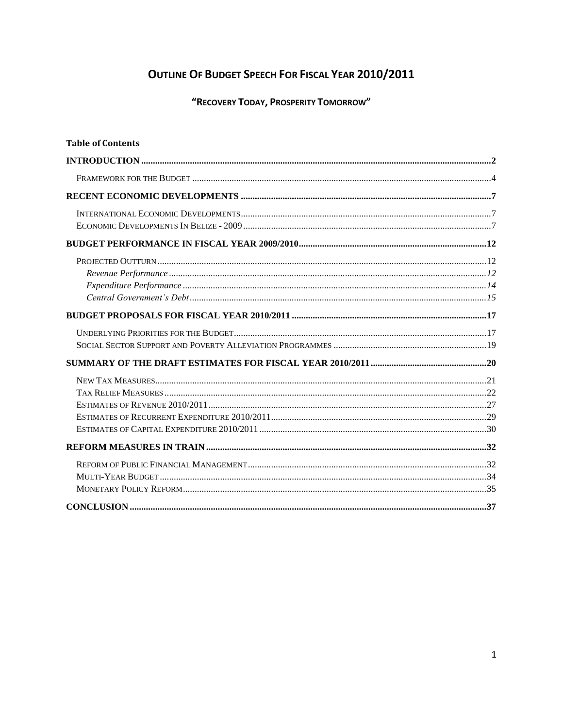# Outline Of Budget Speech For Fiscal Year 2010/2011

## "Recovery Today, Prosperity Tomorrow"

**Table of Contents**

**INTRODUCTION** .......... 2

- Framework for the Budget .......... 4

**RECENT ECONOMIC DEVELOPMENTS** .......... 7

- International Economic Developments .......... 7
- Economic Developments In Belize - 2009 .......... 7

**BUDGET PERFORMANCE IN FISCAL YEAR 2009/2010** .......... 12

- Projected Outturn .......... 12
  - *Revenue Performance* .......... 12
  - *Expenditure Performance* .......... 14
  - *Central Government's Debt* .......... 15

**BUDGET PROPOSALS FOR FISCAL YEAR 2010/2011** .......... 17

- Underlying Priorities for the Budget .......... 17
- Social Sector Support and Poverty Alleviation Programmes .......... 19

**SUMMARY OF THE DRAFT ESTIMATES FOR FISCAL YEAR 2010/2011** .......... 20

- New Tax Measures .......... 21
- Tax Relief Measures .......... 22
- Estimates of Revenue 2010/2011 .......... 27
- Estimates of Recurrent Expenditure 2010/2011 .......... 29
- Estimates of Capital Expenditure 2010/2011 .......... 30

**REFORM MEASURES IN TRAIN** .......... 32

- Reform of Public Financial Management .......... 32
- Multi-Year Budget .......... 34
- Monetary Policy Reform .......... 35

**CONCLUSION** .......... 37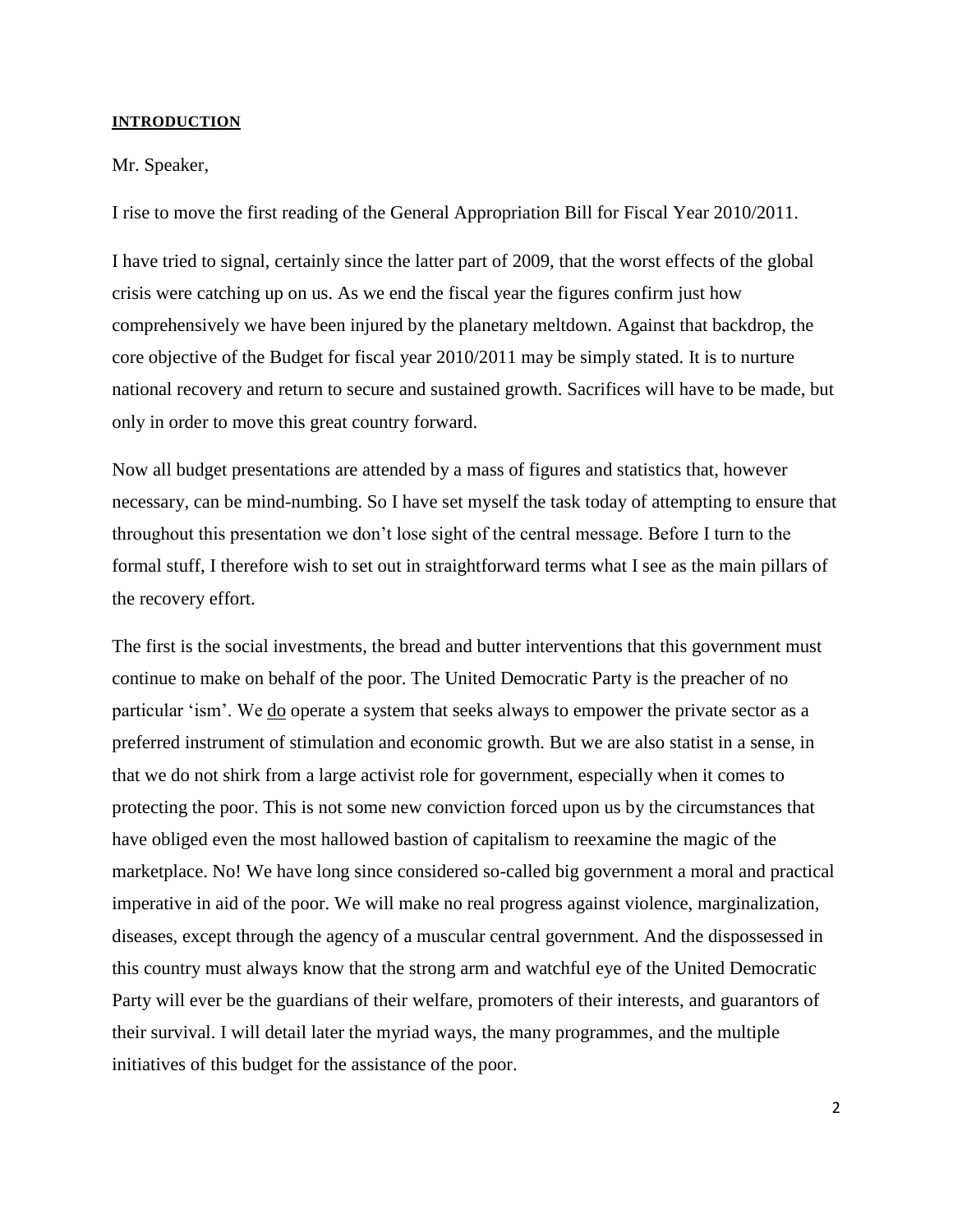## INTRODUCTION

Mr. Speaker,

I rise to move the first reading of the General Appropriation Bill for Fiscal Year 2010/2011.

I have tried to signal, certainly since the latter part of 2009, that the worst effects of the global crisis were catching up on us. As we end the fiscal year the figures confirm just how comprehensively we have been injured by the planetary meltdown. Against that backdrop, the core objective of the Budget for fiscal year 2010/2011 may be simply stated. It is to nurture national recovery and return to secure and sustained growth. Sacrifices will have to be made, but only in order to move this great country forward.

Now all budget presentations are attended by a mass of figures and statistics that, however necessary, can be mind-numbing. So I have set myself the task today of attempting to ensure that throughout this presentation we don't lose sight of the central message. Before I turn to the formal stuff, I therefore wish to set out in straightforward terms what I see as the main pillars of the recovery effort.

The first is the social investments, the bread and butter interventions that this government must continue to make on behalf of the poor. The United Democratic Party is the preacher of no particular 'ism'. We do operate a system that seeks always to empower the private sector as a preferred instrument of stimulation and economic growth. But we are also statist in a sense, in that we do not shirk from a large activist role for government, especially when it comes to protecting the poor. This is not some new conviction forced upon us by the circumstances that have obliged even the most hallowed bastion of capitalism to reexamine the magic of the marketplace. No! We have long since considered so-called big government a moral and practical imperative in aid of the poor. We will make no real progress against violence, marginalization, diseases, except through the agency of a muscular central government. And the dispossessed in this country must always know that the strong arm and watchful eye of the United Democratic Party will ever be the guardians of their welfare, promoters of their interests, and guarantors of their survival. I will detail later the myriad ways, the many programmes, and the multiple initiatives of this budget for the assistance of the poor.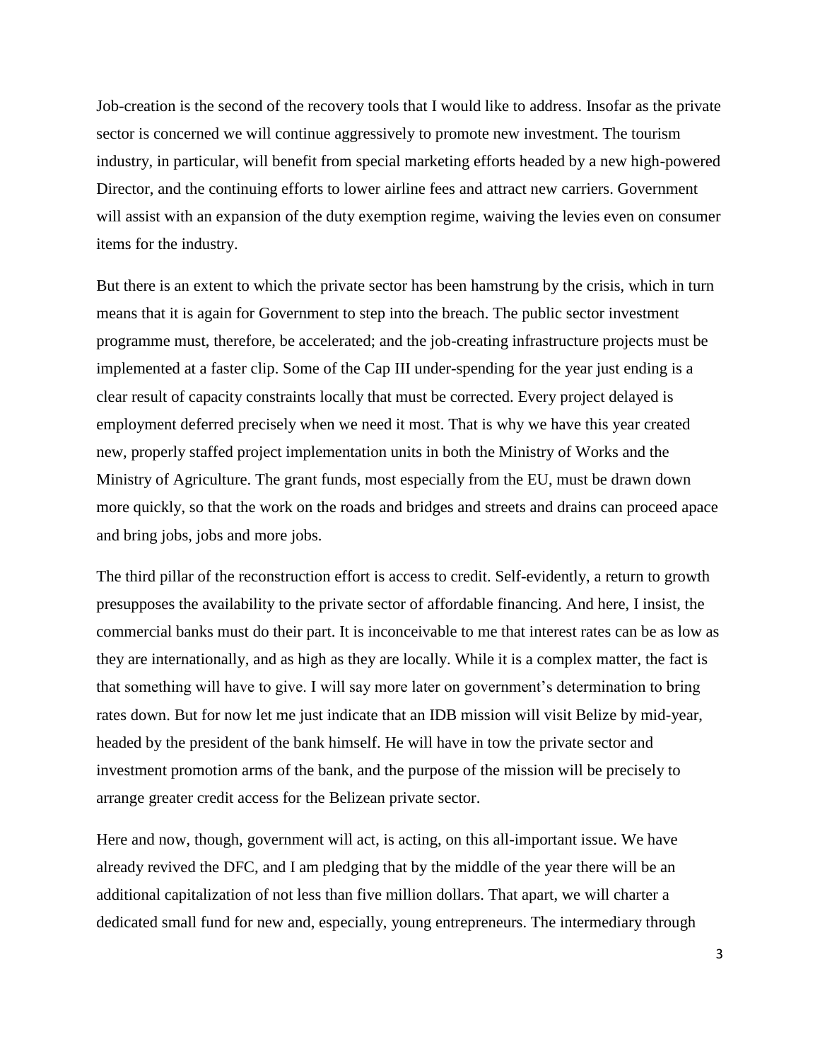Job-creation is the second of the recovery tools that I would like to address. Insofar as the private sector is concerned we will continue aggressively to promote new investment. The tourism industry, in particular, will benefit from special marketing efforts headed by a new high-powered Director, and the continuing efforts to lower airline fees and attract new carriers. Government will assist with an expansion of the duty exemption regime, waiving the levies even on consumer items for the industry.

But there is an extent to which the private sector has been hamstrung by the crisis, which in turn means that it is again for Government to step into the breach. The public sector investment programme must, therefore, be accelerated; and the job-creating infrastructure projects must be implemented at a faster clip. Some of the Cap III under-spending for the year just ending is a clear result of capacity constraints locally that must be corrected. Every project delayed is employment deferred precisely when we need it most. That is why we have this year created new, properly staffed project implementation units in both the Ministry of Works and the Ministry of Agriculture. The grant funds, most especially from the EU, must be drawn down more quickly, so that the work on the roads and bridges and streets and drains can proceed apace and bring jobs, jobs and more jobs.

The third pillar of the reconstruction effort is access to credit. Self-evidently, a return to growth presupposes the availability to the private sector of affordable financing. And here, I insist, the commercial banks must do their part. It is inconceivable to me that interest rates can be as low as they are internationally, and as high as they are locally. While it is a complex matter, the fact is that something will have to give. I will say more later on government's determination to bring rates down. But for now let me just indicate that an IDB mission will visit Belize by mid-year, headed by the president of the bank himself. He will have in tow the private sector and investment promotion arms of the bank, and the purpose of the mission will be precisely to arrange greater credit access for the Belizean private sector.

Here and now, though, government will act, is acting, on this all-important issue. We have already revived the DFC, and I am pledging that by the middle of the year there will be an additional capitalization of not less than five million dollars. That apart, we will charter a dedicated small fund for new and, especially, young entrepreneurs. The intermediary through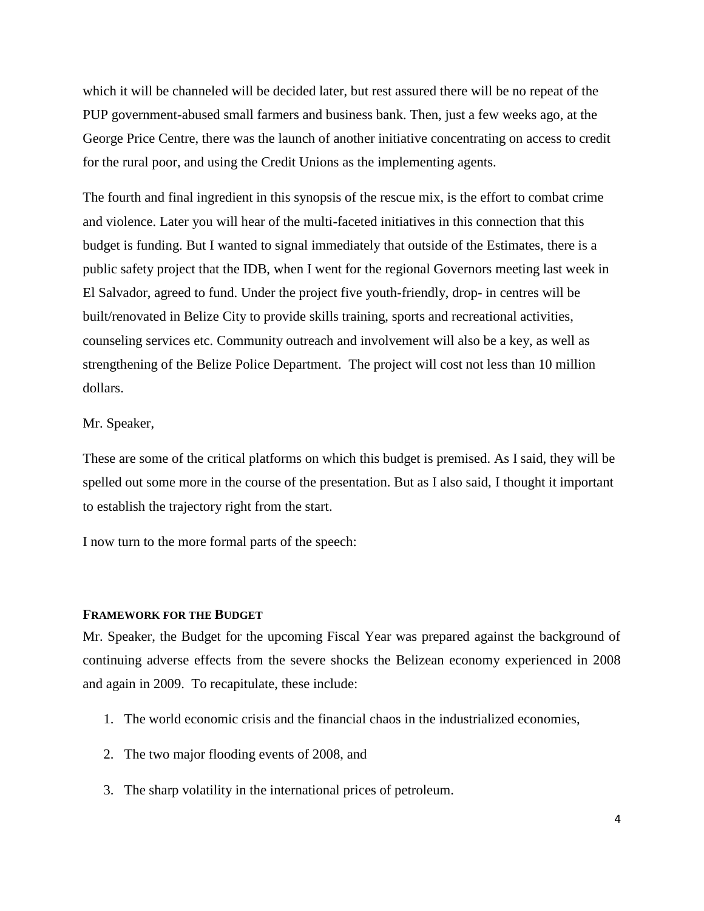which it will be channeled will be decided later, but rest assured there will be no repeat of the PUP government-abused small farmers and business bank. Then, just a few weeks ago, at the George Price Centre, there was the launch of another initiative concentrating on access to credit for the rural poor, and using the Credit Unions as the implementing agents.

The fourth and final ingredient in this synopsis of the rescue mix, is the effort to combat crime and violence. Later you will hear of the multi-faceted initiatives in this connection that this budget is funding. But I wanted to signal immediately that outside of the Estimates, there is a public safety project that the IDB, when I went for the regional Governors meeting last week in El Salvador, agreed to fund. Under the project five youth-friendly, drop- in centres will be built/renovated in Belize City to provide skills training, sports and recreational activities, counseling services etc. Community outreach and involvement will also be a key, as well as strengthening of the Belize Police Department. The project will cost not less than 10 million dollars.

Mr. Speaker,

These are some of the critical platforms on which this budget is premised. As I said, they will be spelled out some more in the course of the presentation. But as I also said, I thought it important to establish the trajectory right from the start.

I now turn to the more formal parts of the speech:

## FRAMEWORK FOR THE BUDGET

Mr. Speaker, the Budget for the upcoming Fiscal Year was prepared against the background of continuing adverse effects from the severe shocks the Belizean economy experienced in 2008 and again in 2009. To recapitulate, these include:

1. The world economic crisis and the financial chaos in the industrialized economies,
2. The two major flooding events of 2008, and
3. The sharp volatility in the international prices of petroleum.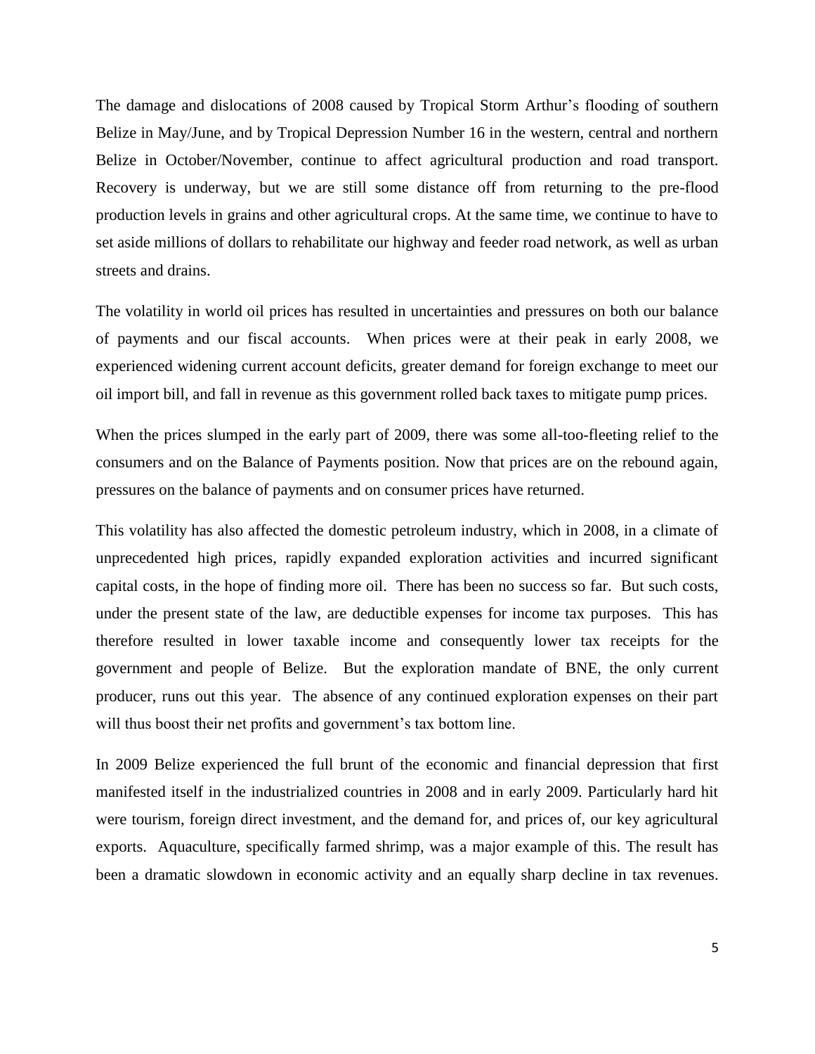The damage and dislocations of 2008 caused by Tropical Storm Arthur's flooding of southern Belize in May/June, and by Tropical Depression Number 16 in the western, central and northern Belize in October/November, continue to affect agricultural production and road transport. Recovery is underway, but we are still some distance off from returning to the pre-flood production levels in grains and other agricultural crops. At the same time, we continue to have to set aside millions of dollars to rehabilitate our highway and feeder road network, as well as urban streets and drains.

The volatility in world oil prices has resulted in uncertainties and pressures on both our balance of payments and our fiscal accounts. When prices were at their peak in early 2008, we experienced widening current account deficits, greater demand for foreign exchange to meet our oil import bill, and fall in revenue as this government rolled back taxes to mitigate pump prices.

When the prices slumped in the early part of 2009, there was some all-too-fleeting relief to the consumers and on the Balance of Payments position. Now that prices are on the rebound again, pressures on the balance of payments and on consumer prices have returned.

This volatility has also affected the domestic petroleum industry, which in 2008, in a climate of unprecedented high prices, rapidly expanded exploration activities and incurred significant capital costs, in the hope of finding more oil. There has been no success so far. But such costs, under the present state of the law, are deductible expenses for income tax purposes. This has therefore resulted in lower taxable income and consequently lower tax receipts for the government and people of Belize. But the exploration mandate of BNE, the only current producer, runs out this year. The absence of any continued exploration expenses on their part will thus boost their net profits and government's tax bottom line.

In 2009 Belize experienced the full brunt of the economic and financial depression that first manifested itself in the industrialized countries in 2008 and in early 2009. Particularly hard hit were tourism, foreign direct investment, and the demand for, and prices of, our key agricultural exports. Aquaculture, specifically farmed shrimp, was a major example of this. The result has been a dramatic slowdown in economic activity and an equally sharp decline in tax revenues.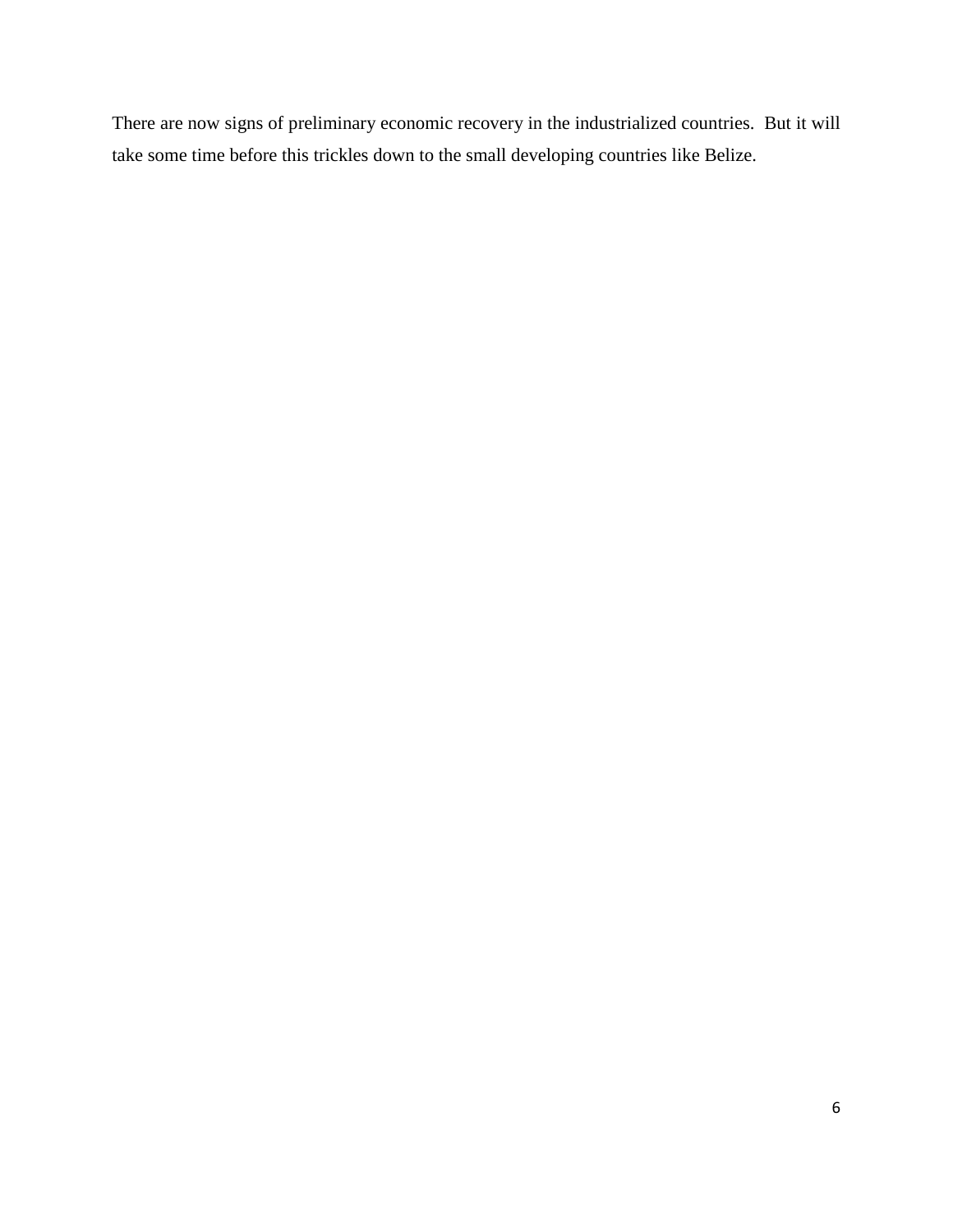There are now signs of preliminary economic recovery in the industrialized countries. But it will take some time before this trickles down to the small developing countries like Belize.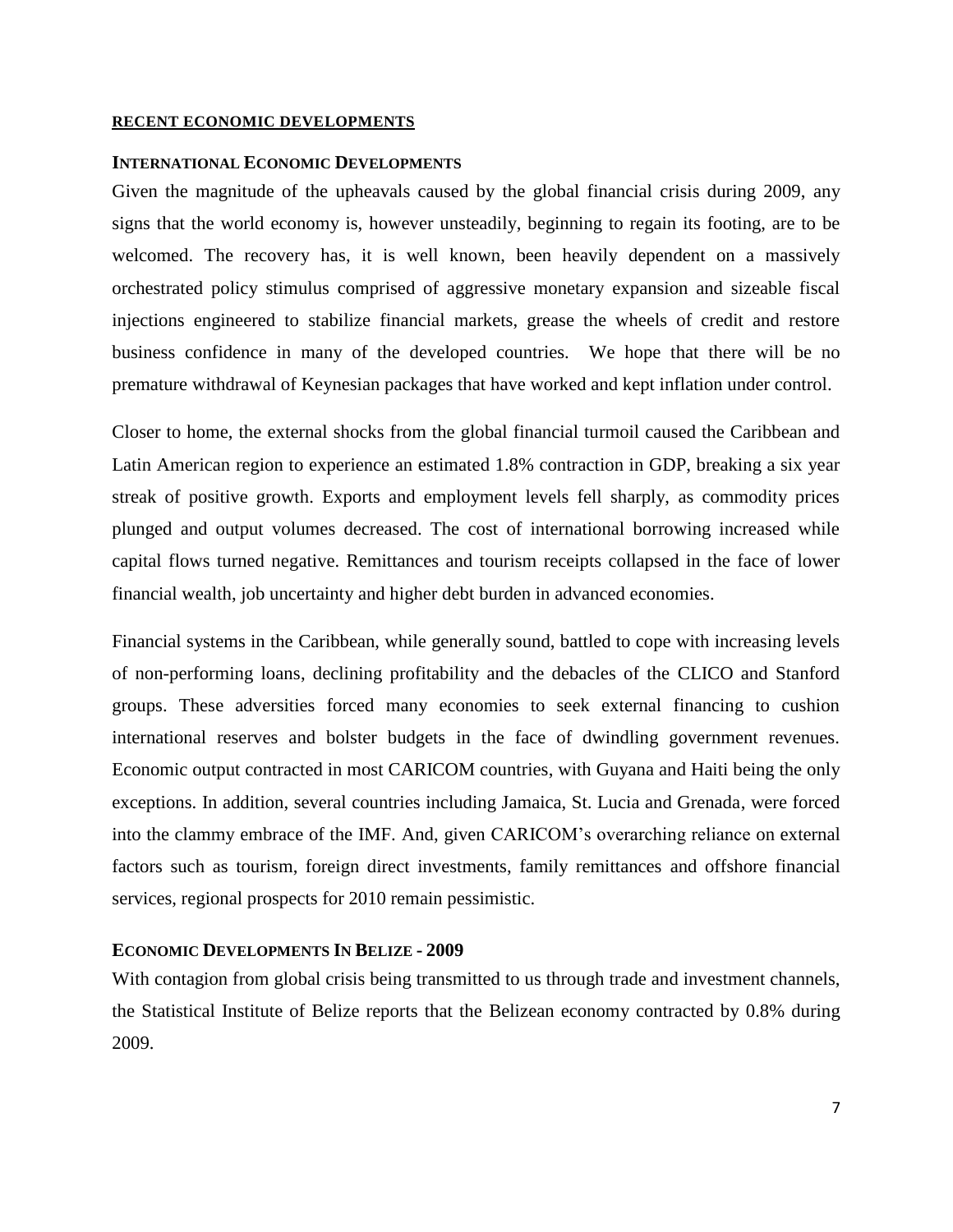## RECENT ECONOMIC DEVELOPMENTS

### INTERNATIONAL ECONOMIC DEVELOPMENTS

Given the magnitude of the upheavals caused by the global financial crisis during 2009, any signs that the world economy is, however unsteadily, beginning to regain its footing, are to be welcomed. The recovery has, it is well known, been heavily dependent on a massively orchestrated policy stimulus comprised of aggressive monetary expansion and sizeable fiscal injections engineered to stabilize financial markets, grease the wheels of credit and restore business confidence in many of the developed countries. We hope that there will be no premature withdrawal of Keynesian packages that have worked and kept inflation under control.

Closer to home, the external shocks from the global financial turmoil caused the Caribbean and Latin American region to experience an estimated 1.8% contraction in GDP, breaking a six year streak of positive growth. Exports and employment levels fell sharply, as commodity prices plunged and output volumes decreased. The cost of international borrowing increased while capital flows turned negative. Remittances and tourism receipts collapsed in the face of lower financial wealth, job uncertainty and higher debt burden in advanced economies.

Financial systems in the Caribbean, while generally sound, battled to cope with increasing levels of non-performing loans, declining profitability and the debacles of the CLICO and Stanford groups. These adversities forced many economies to seek external financing to cushion international reserves and bolster budgets in the face of dwindling government revenues. Economic output contracted in most CARICOM countries, with Guyana and Haiti being the only exceptions. In addition, several countries including Jamaica, St. Lucia and Grenada, were forced into the clammy embrace of the IMF. And, given CARICOM's overarching reliance on external factors such as tourism, foreign direct investments, family remittances and offshore financial services, regional prospects for 2010 remain pessimistic.

### ECONOMIC DEVELOPMENTS IN BELIZE - 2009

With contagion from global crisis being transmitted to us through trade and investment channels, the Statistical Institute of Belize reports that the Belizean economy contracted by 0.8% during 2009.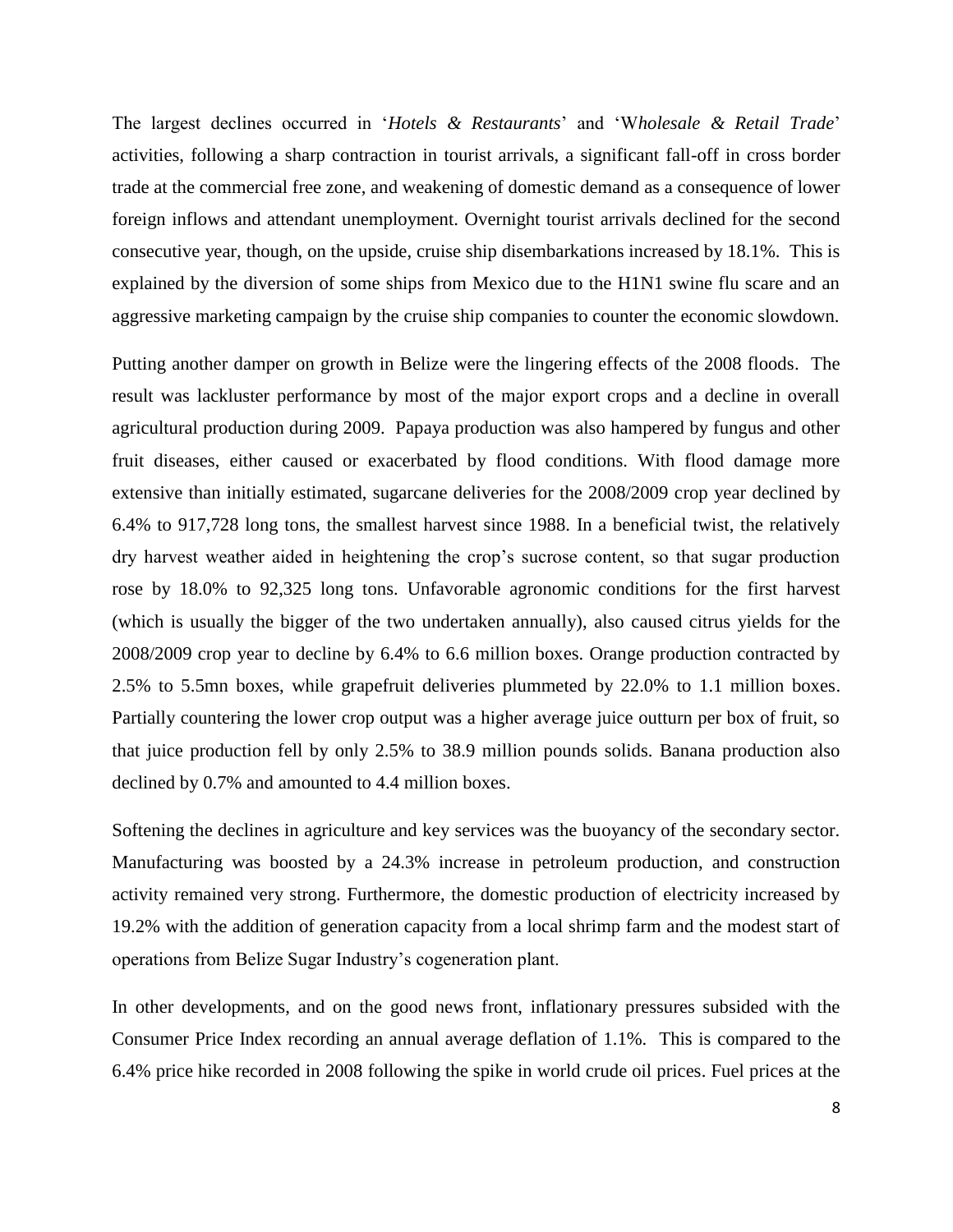The largest declines occurred in '*Hotels & Restaurants*' and 'W*holesale & Retail Trade*' activities, following a sharp contraction in tourist arrivals, a significant fall-off in cross border trade at the commercial free zone, and weakening of domestic demand as a consequence of lower foreign inflows and attendant unemployment. Overnight tourist arrivals declined for the second consecutive year, though, on the upside, cruise ship disembarkations increased by 18.1%. This is explained by the diversion of some ships from Mexico due to the H1N1 swine flu scare and an aggressive marketing campaign by the cruise ship companies to counter the economic slowdown.

Putting another damper on growth in Belize were the lingering effects of the 2008 floods. The result was lackluster performance by most of the major export crops and a decline in overall agricultural production during 2009. Papaya production was also hampered by fungus and other fruit diseases, either caused or exacerbated by flood conditions. With flood damage more extensive than initially estimated, sugarcane deliveries for the 2008/2009 crop year declined by 6.4% to 917,728 long tons, the smallest harvest since 1988. In a beneficial twist, the relatively dry harvest weather aided in heightening the crop's sucrose content, so that sugar production rose by 18.0% to 92,325 long tons. Unfavorable agronomic conditions for the first harvest (which is usually the bigger of the two undertaken annually), also caused citrus yields for the 2008/2009 crop year to decline by 6.4% to 6.6 million boxes. Orange production contracted by 2.5% to 5.5mn boxes, while grapefruit deliveries plummeted by 22.0% to 1.1 million boxes. Partially countering the lower crop output was a higher average juice outturn per box of fruit, so that juice production fell by only 2.5% to 38.9 million pounds solids. Banana production also declined by 0.7% and amounted to 4.4 million boxes.

Softening the declines in agriculture and key services was the buoyancy of the secondary sector. Manufacturing was boosted by a 24.3% increase in petroleum production, and construction activity remained very strong. Furthermore, the domestic production of electricity increased by 19.2% with the addition of generation capacity from a local shrimp farm and the modest start of operations from Belize Sugar Industry's cogeneration plant.

In other developments, and on the good news front, inflationary pressures subsided with the Consumer Price Index recording an annual average deflation of 1.1%. This is compared to the 6.4% price hike recorded in 2008 following the spike in world crude oil prices. Fuel prices at the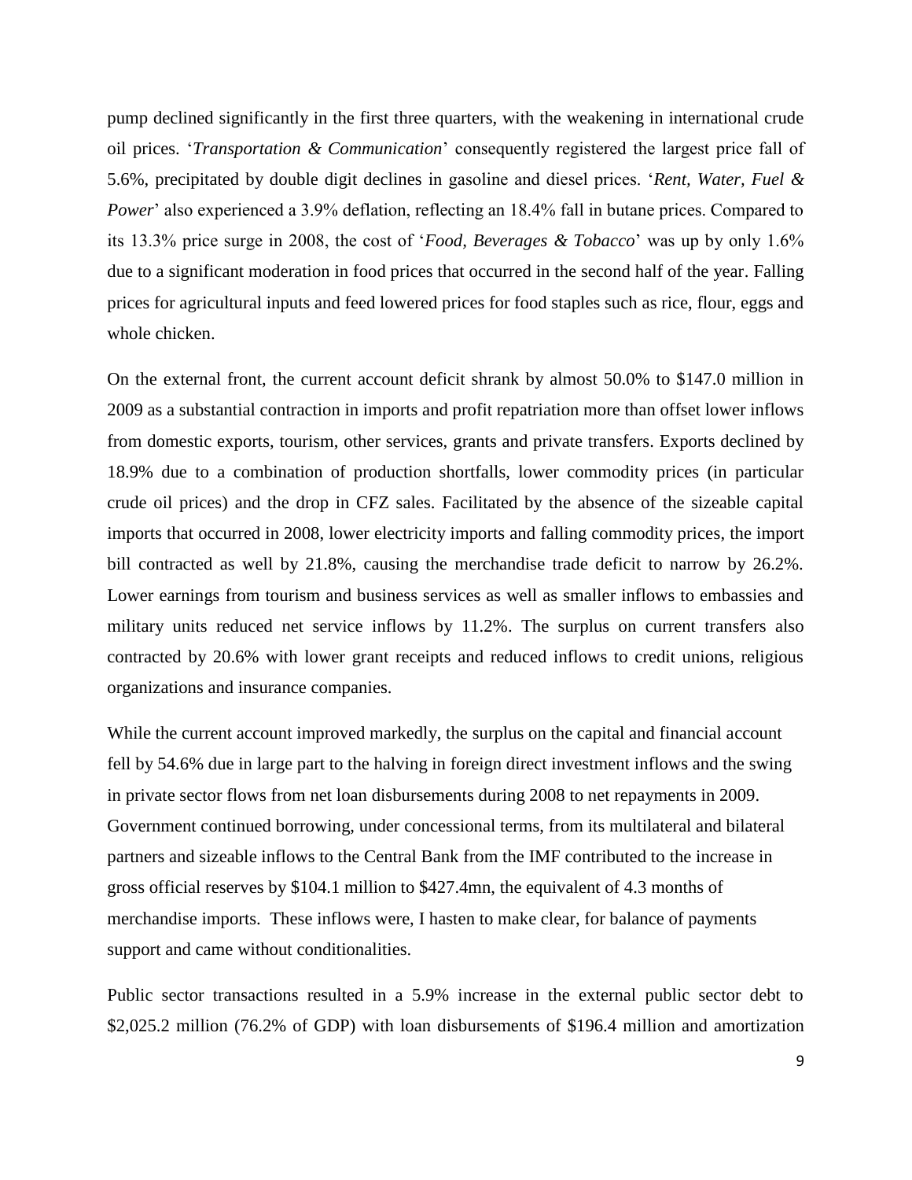pump declined significantly in the first three quarters, with the weakening in international crude oil prices. '*Transportation & Communication*' consequently registered the largest price fall of 5.6%, precipitated by double digit declines in gasoline and diesel prices. '*Rent, Water, Fuel & Power*' also experienced a 3.9% deflation, reflecting an 18.4% fall in butane prices. Compared to its 13.3% price surge in 2008, the cost of '*Food, Beverages & Tobacco*' was up by only 1.6% due to a significant moderation in food prices that occurred in the second half of the year. Falling prices for agricultural inputs and feed lowered prices for food staples such as rice, flour, eggs and whole chicken.

On the external front, the current account deficit shrank by almost 50.0% to $147.0 million in 2009 as a substantial contraction in imports and profit repatriation more than offset lower inflows from domestic exports, tourism, other services, grants and private transfers. Exports declined by 18.9% due to a combination of production shortfalls, lower commodity prices (in particular crude oil prices) and the drop in CFZ sales. Facilitated by the absence of the sizeable capital imports that occurred in 2008, lower electricity imports and falling commodity prices, the import bill contracted as well by 21.8%, causing the merchandise trade deficit to narrow by 26.2%. Lower earnings from tourism and business services as well as smaller inflows to embassies and military units reduced net service inflows by 11.2%. The surplus on current transfers also contracted by 20.6% with lower grant receipts and reduced inflows to credit unions, religious organizations and insurance companies.

While the current account improved markedly, the surplus on the capital and financial account fell by 54.6% due in large part to the halving in foreign direct investment inflows and the swing in private sector flows from net loan disbursements during 2008 to net repayments in 2009. Government continued borrowing, under concessional terms, from its multilateral and bilateral partners and sizeable inflows to the Central Bank from the IMF contributed to the increase in gross official reserves by $104.1 million to $427.4mn, the equivalent of 4.3 months of merchandise imports. These inflows were, I hasten to make clear, for balance of payments support and came without conditionalities.

Public sector transactions resulted in a 5.9% increase in the external public sector debt to $2,025.2 million (76.2% of GDP) with loan disbursements of $196.4 million and amortization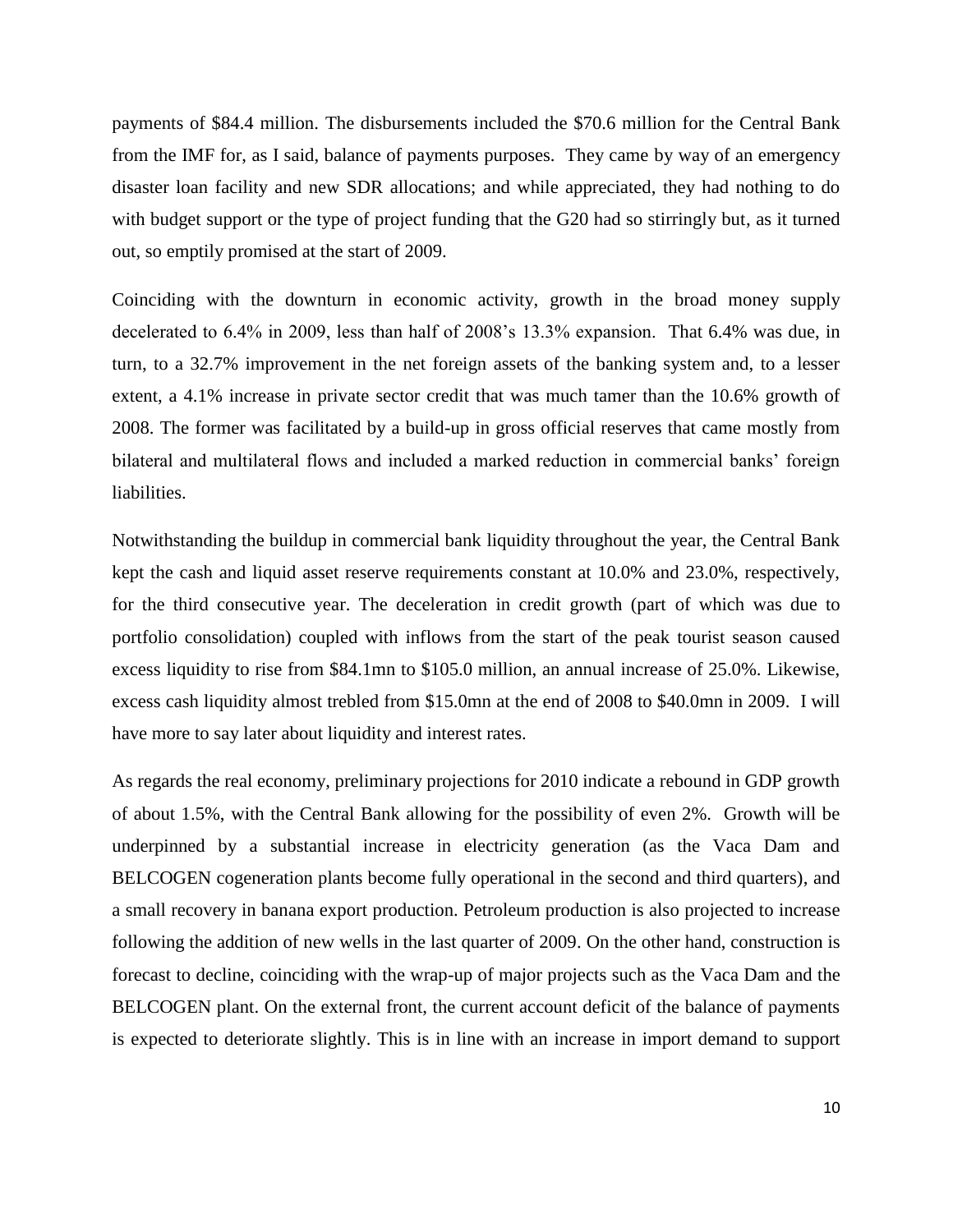payments of $84.4 million. The disbursements included the $70.6 million for the Central Bank from the IMF for, as I said, balance of payments purposes. They came by way of an emergency disaster loan facility and new SDR allocations; and while appreciated, they had nothing to do with budget support or the type of project funding that the G20 had so stirringly but, as it turned out, so emptily promised at the start of 2009.

Coinciding with the downturn in economic activity, growth in the broad money supply decelerated to 6.4% in 2009, less than half of 2008's 13.3% expansion. That 6.4% was due, in turn, to a 32.7% improvement in the net foreign assets of the banking system and, to a lesser extent, a 4.1% increase in private sector credit that was much tamer than the 10.6% growth of 2008. The former was facilitated by a build-up in gross official reserves that came mostly from bilateral and multilateral flows and included a marked reduction in commercial banks' foreign liabilities.

Notwithstanding the buildup in commercial bank liquidity throughout the year, the Central Bank kept the cash and liquid asset reserve requirements constant at 10.0% and 23.0%, respectively, for the third consecutive year. The deceleration in credit growth (part of which was due to portfolio consolidation) coupled with inflows from the start of the peak tourist season caused excess liquidity to rise from $84.1mn to $105.0 million, an annual increase of 25.0%. Likewise, excess cash liquidity almost trebled from $15.0mn at the end of 2008 to $40.0mn in 2009. I will have more to say later about liquidity and interest rates.

As regards the real economy, preliminary projections for 2010 indicate a rebound in GDP growth of about 1.5%, with the Central Bank allowing for the possibility of even 2%. Growth will be underpinned by a substantial increase in electricity generation (as the Vaca Dam and BELCOGEN cogeneration plants become fully operational in the second and third quarters), and a small recovery in banana export production. Petroleum production is also projected to increase following the addition of new wells in the last quarter of 2009. On the other hand, construction is forecast to decline, coinciding with the wrap-up of major projects such as the Vaca Dam and the BELCOGEN plant. On the external front, the current account deficit of the balance of payments is expected to deteriorate slightly. This is in line with an increase in import demand to support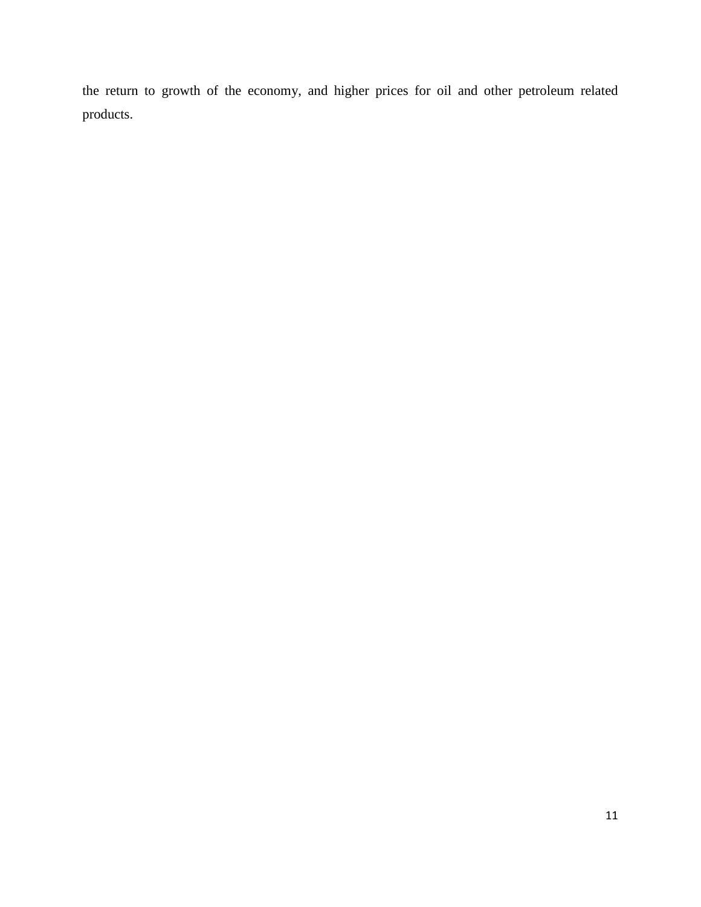the return to growth of the economy, and higher prices for oil and other petroleum related products.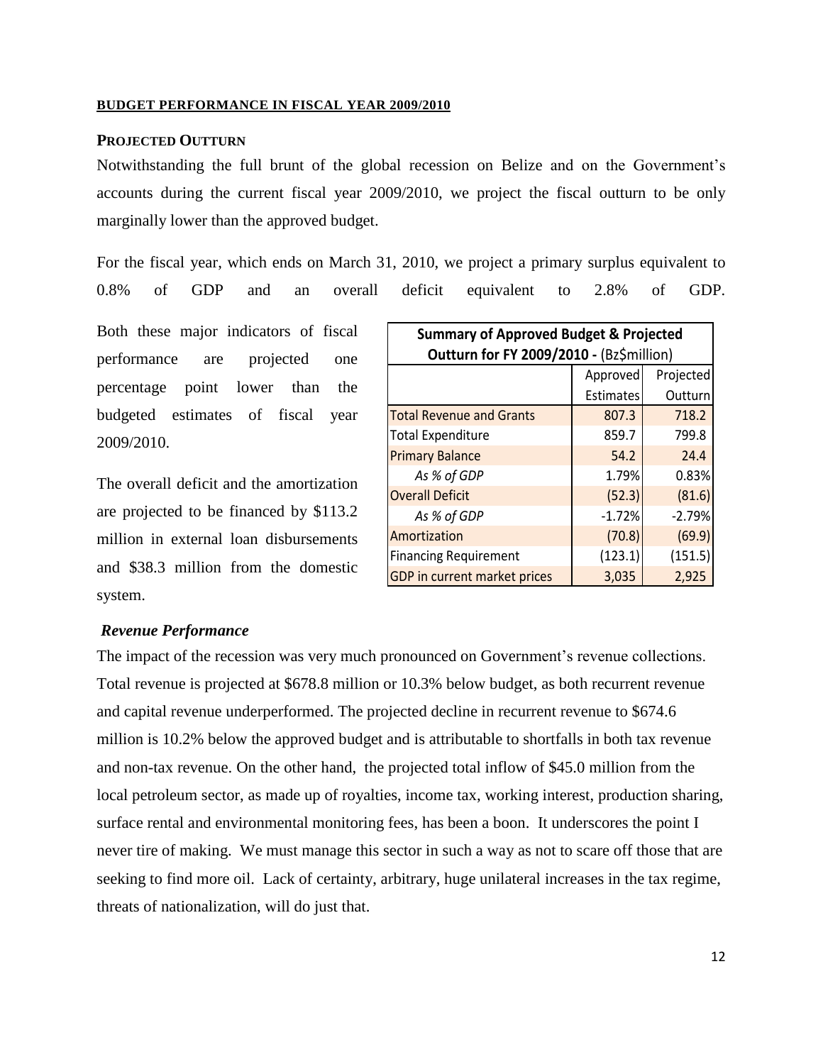## BUDGET PERFORMANCE IN FISCAL YEAR 2009/2010

### PROJECTED OUTTURN

Notwithstanding the full brunt of the global recession on Belize and on the Government's accounts during the current fiscal year 2009/2010, we project the fiscal outturn to be only marginally lower than the approved budget.

For the fiscal year, which ends on March 31, 2010, we project a primary surplus equivalent to 0.8% of GDP and an overall deficit equivalent to 2.8% of GDP.

Both these major indicators of fiscal performance are projected one percentage point lower than the budgeted estimates of fiscal year 2009/2010.

The overall deficit and the amortization are projected to be financed by $113.2 million in external loan disbursements and $38.3 million from the domestic system.

| **Summary of Approved Budget & Projected Outturn for FY 2009/2010 -** (Bz$million) | | |
|---|---|---|
| | Approved Estimates | Projected Outturn |
| Total Revenue and Grants | 807.3 | 718.2 |
| Total Expenditure | 859.7 | 799.8 |
| Primary Balance | 54.2 | 24.4 |
| *As % of GDP* | 1.79% | 0.83% |
| Overall Deficit | (52.3) | (81.6) |
| *As % of GDP* | -1.72% | -2.79% |
| Amortization | (70.8) | (69.9) |
| Financing Requirement | (123.1) | (151.5) |
| GDP in current market prices | 3,035 | 2,925 |

### *Revenue Performance*

The impact of the recession was very much pronounced on Government's revenue collections. Total revenue is projected at $678.8 million or 10.3% below budget, as both recurrent revenue and capital revenue underperformed. The projected decline in recurrent revenue to $674.6 million is 10.2% below the approved budget and is attributable to shortfalls in both tax revenue and non-tax revenue. On the other hand, the projected total inflow of $45.0 million from the local petroleum sector, as made up of royalties, income tax, working interest, production sharing, surface rental and environmental monitoring fees, has been a boon. It underscores the point I never tire of making. We must manage this sector in such a way as not to scare off those that are seeking to find more oil. Lack of certainty, arbitrary, huge unilateral increases in the tax regime, threats of nationalization, will do just that.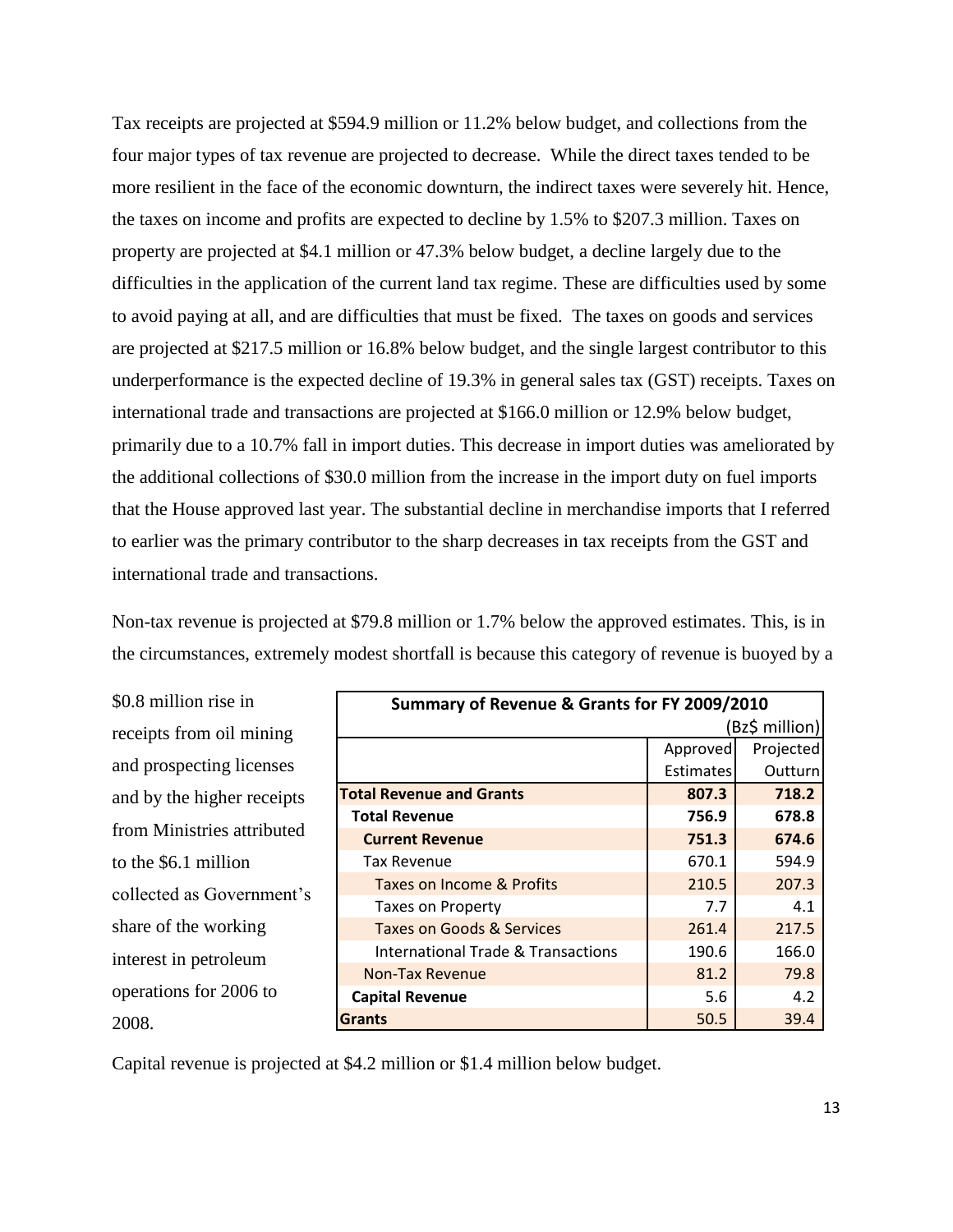Tax receipts are projected at $594.9 million or 11.2% below budget, and collections from the four major types of tax revenue are projected to decrease. While the direct taxes tended to be more resilient in the face of the economic downturn, the indirect taxes were severely hit. Hence, the taxes on income and profits are expected to decline by 1.5% to $207.3 million. Taxes on property are projected at $4.1 million or 47.3% below budget, a decline largely due to the difficulties in the application of the current land tax regime. These are difficulties used by some to avoid paying at all, and are difficulties that must be fixed. The taxes on goods and services are projected at $217.5 million or 16.8% below budget, and the single largest contributor to this underperformance is the expected decline of 19.3% in general sales tax (GST) receipts. Taxes on international trade and transactions are projected at $166.0 million or 12.9% below budget, primarily due to a 10.7% fall in import duties. This decrease in import duties was ameliorated by the additional collections of $30.0 million from the increase in the import duty on fuel imports that the House approved last year. The substantial decline in merchandise imports that I referred to earlier was the primary contributor to the sharp decreases in tax receipts from the GST and international trade and transactions.

Non-tax revenue is projected at $79.8 million or 1.7% below the approved estimates. This, is in the circumstances, extremely modest shortfall is because this category of revenue is buoyed by a $0.8 million rise in receipts from oil mining and prospecting licenses and by the higher receipts from Ministries attributed to the $6.1 million collected as Government's share of the working interest in petroleum operations for 2006 to 2008.

**Summary of Revenue & Grants for FY 2009/2010**

(Bz$ million)

| | Approved Estimates | Projected Outturn |
|---|---|---|
| **Total Revenue and Grants** | **807.3** | **718.2** |
| **Total Revenue** | **756.9** | **678.8** |
| **Current Revenue** | **751.3** | **674.6** |
| Tax Revenue | 670.1 | 594.9 |
| Taxes on Income & Profits | 210.5 | 207.3 |
| Taxes on Property | 7.7 | 4.1 |
| Taxes on Goods & Services | 261.4 | 217.5 |
| International Trade & Transactions | 190.6 | 166.0 |
| Non-Tax Revenue | 81.2 | 79.8 |
| **Capital Revenue** | 5.6 | 4.2 |
| **Grants** | 50.5 | 39.4 |

Capital revenue is projected at $4.2 million or $1.4 million below budget.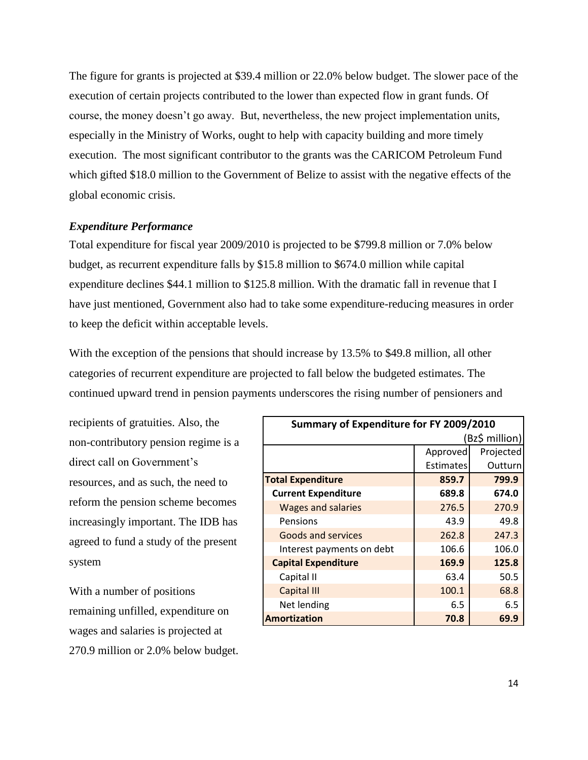The figure for grants is projected at $39.4 million or 22.0% below budget. The slower pace of the execution of certain projects contributed to the lower than expected flow in grant funds. Of course, the money doesn't go away. But, nevertheless, the new project implementation units, especially in the Ministry of Works, ought to help with capacity building and more timely execution. The most significant contributor to the grants was the CARICOM Petroleum Fund which gifted $18.0 million to the Government of Belize to assist with the negative effects of the global economic crisis.

### *Expenditure Performance*

Total expenditure for fiscal year 2009/2010 is projected to be $799.8 million or 7.0% below budget, as recurrent expenditure falls by $15.8 million to $674.0 million while capital expenditure declines $44.1 million to $125.8 million. With the dramatic fall in revenue that I have just mentioned, Government also had to take some expenditure-reducing measures in order to keep the deficit within acceptable levels.

With the exception of the pensions that should increase by 13.5% to $49.8 million, all other categories of recurrent expenditure are projected to fall below the budgeted estimates. The continued upward trend in pension payments underscores the rising number of pensioners and recipients of gratuities. Also, the non-contributory pension regime is a direct call on Government's resources, and as such, the need to reform the pension scheme becomes increasingly important. The IDB has agreed to fund a study of the present system

With a number of positions remaining unfilled, expenditure on wages and salaries is projected at 270.9 million or 2.0% below budget.

**Summary of Expenditure for FY 2009/2010**

(Bz$ million)

| | Approved Estimates | Projected Outturn |
|---|---|---|
| **Total Expenditure** | **859.7** | **799.9** |
| **Current Expenditure** | **689.8** | **674.0** |
| Wages and salaries | 276.5 | 270.9 |
| Pensions | 43.9 | 49.8 |
| Goods and services | 262.8 | 247.3 |
| Interest payments on debt | 106.6 | 106.0 |
| **Capital Expenditure** | **169.9** | **125.8** |
| Capital II | 63.4 | 50.5 |
| Capital III | 100.1 | 68.8 |
| Net lending | 6.5 | 6.5 |
| **Amortization** | **70.8** | **69.9** |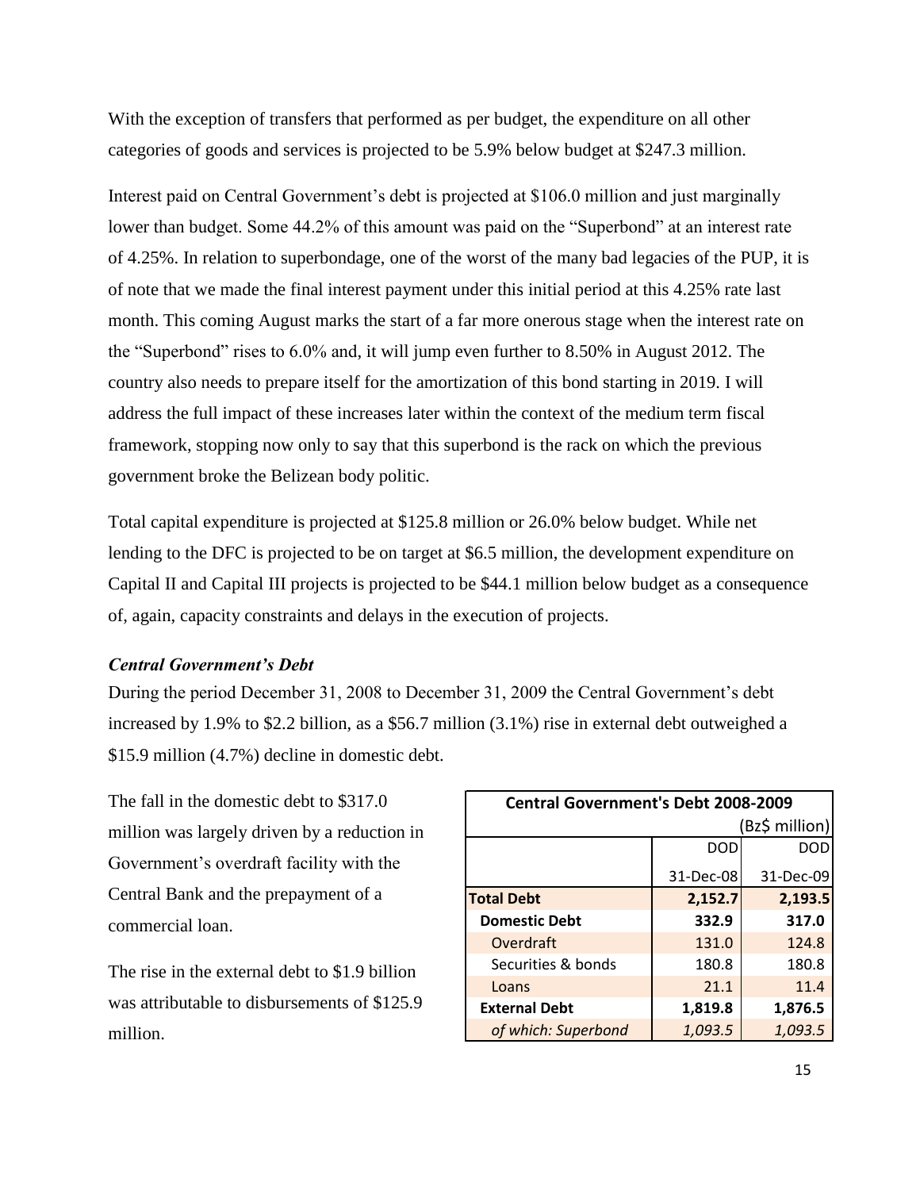With the exception of transfers that performed as per budget, the expenditure on all other categories of goods and services is projected to be 5.9% below budget at $247.3 million.

Interest paid on Central Government's debt is projected at $106.0 million and just marginally lower than budget. Some 44.2% of this amount was paid on the "Superbond" at an interest rate of 4.25%. In relation to superbondage, one of the worst of the many bad legacies of the PUP, it is of note that we made the final interest payment under this initial period at this 4.25% rate last month. This coming August marks the start of a far more onerous stage when the interest rate on the "Superbond" rises to 6.0% and, it will jump even further to 8.50% in August 2012. The country also needs to prepare itself for the amortization of this bond starting in 2019. I will address the full impact of these increases later within the context of the medium term fiscal framework, stopping now only to say that this superbond is the rack on which the previous government broke the Belizean body politic.

Total capital expenditure is projected at $125.8 million or 26.0% below budget. While net lending to the DFC is projected to be on target at $6.5 million, the development expenditure on Capital II and Capital III projects is projected to be $44.1 million below budget as a consequence of, again, capacity constraints and delays in the execution of projects.

### *Central Government's Debt*

During the period December 31, 2008 to December 31, 2009 the Central Government's debt increased by 1.9% to $2.2 billion, as a $56.7 million (3.1%) rise in external debt outweighed a $15.9 million (4.7%) decline in domestic debt.

The fall in the domestic debt to $317.0 million was largely driven by a reduction in Government's overdraft facility with the Central Bank and the prepayment of a commercial loan.

The rise in the external debt to $1.9 billion was attributable to disbursements of $125.9 million.

**Central Government's Debt 2008-2009**

(Bz$ million)

| | DOD 31-Dec-08 | DOD 31-Dec-09 |
|---|---|---|
| **Total Debt** | **2,152.7** | **2,193.5** |
| **Domestic Debt** | **332.9** | **317.0** |
| Overdraft | 131.0 | 124.8 |
| Securities & bonds | 180.8 | 180.8 |
| Loans | 21.1 | 11.4 |
| **External Debt** | **1,819.8** | **1,876.5** |
| *of which: Superbond* | *1,093.5* | *1,093.5* |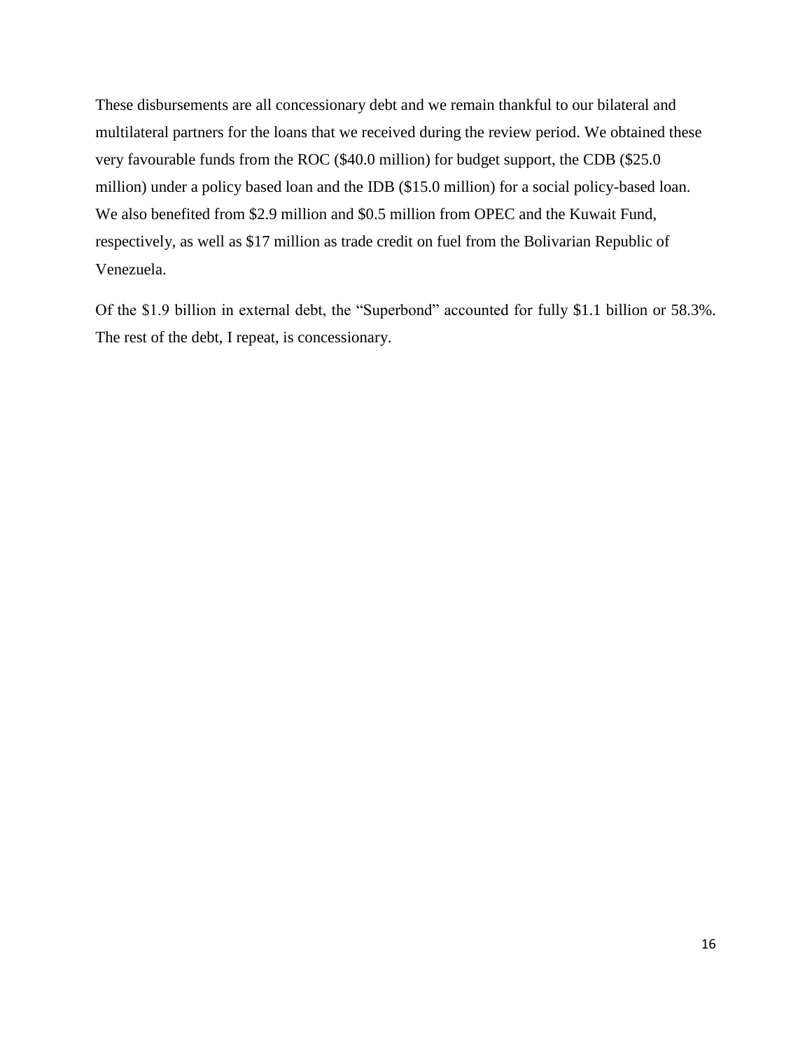These disbursements are all concessionary debt and we remain thankful to our bilateral and multilateral partners for the loans that we received during the review period. We obtained these very favourable funds from the ROC ($40.0 million) for budget support, the CDB ($25.0 million) under a policy based loan and the IDB ($15.0 million) for a social policy-based loan. We also benefited from $2.9 million and $0.5 million from OPEC and the Kuwait Fund, respectively, as well as $17 million as trade credit on fuel from the Bolivarian Republic of Venezuela.

Of the $1.9 billion in external debt, the "Superbond" accounted for fully $1.1 billion or 58.3%. The rest of the debt, I repeat, is concessionary.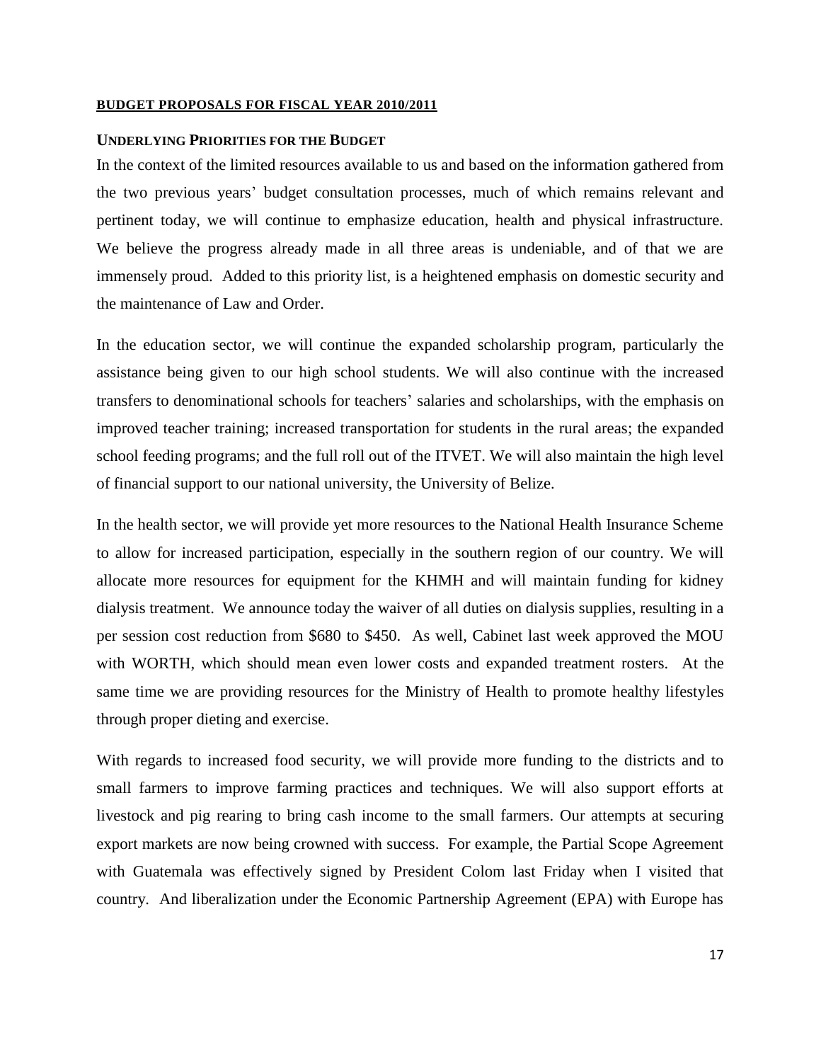## BUDGET PROPOSALS FOR FISCAL YEAR 2010/2011

### UNDERLYING PRIORITIES FOR THE BUDGET

In the context of the limited resources available to us and based on the information gathered from the two previous years' budget consultation processes, much of which remains relevant and pertinent today, we will continue to emphasize education, health and physical infrastructure. We believe the progress already made in all three areas is undeniable, and of that we are immensely proud. Added to this priority list, is a heightened emphasis on domestic security and the maintenance of Law and Order.

In the education sector, we will continue the expanded scholarship program, particularly the assistance being given to our high school students. We will also continue with the increased transfers to denominational schools for teachers' salaries and scholarships, with the emphasis on improved teacher training; increased transportation for students in the rural areas; the expanded school feeding programs; and the full roll out of the ITVET. We will also maintain the high level of financial support to our national university, the University of Belize.

In the health sector, we will provide yet more resources to the National Health Insurance Scheme to allow for increased participation, especially in the southern region of our country. We will allocate more resources for equipment for the KHMH and will maintain funding for kidney dialysis treatment. We announce today the waiver of all duties on dialysis supplies, resulting in a per session cost reduction from $680 to $450. As well, Cabinet last week approved the MOU with WORTH, which should mean even lower costs and expanded treatment rosters. At the same time we are providing resources for the Ministry of Health to promote healthy lifestyles through proper dieting and exercise.

With regards to increased food security, we will provide more funding to the districts and to small farmers to improve farming practices and techniques. We will also support efforts at livestock and pig rearing to bring cash income to the small farmers. Our attempts at securing export markets are now being crowned with success. For example, the Partial Scope Agreement with Guatemala was effectively signed by President Colom last Friday when I visited that country. And liberalization under the Economic Partnership Agreement (EPA) with Europe has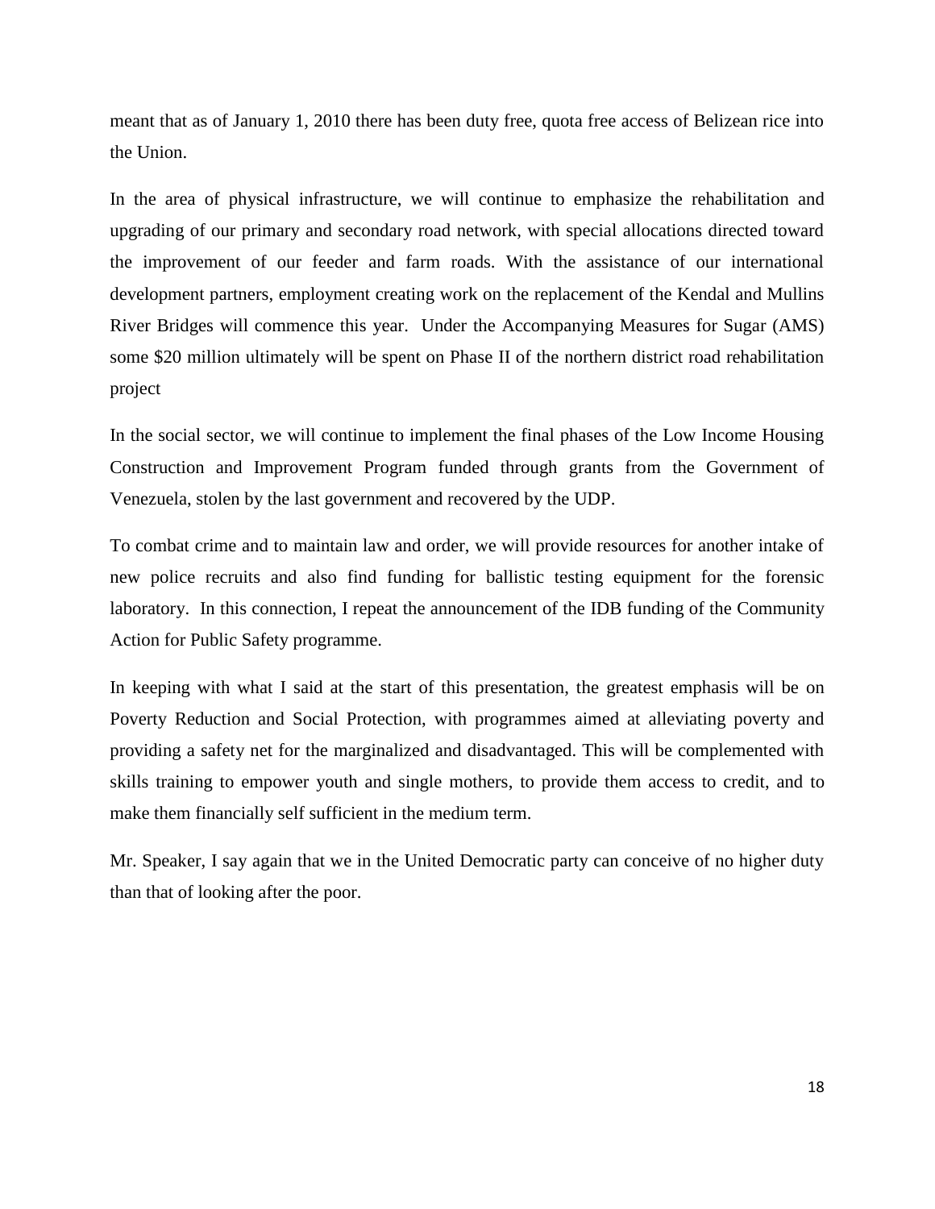meant that as of January 1, 2010 there has been duty free, quota free access of Belizean rice into the Union.

In the area of physical infrastructure, we will continue to emphasize the rehabilitation and upgrading of our primary and secondary road network, with special allocations directed toward the improvement of our feeder and farm roads. With the assistance of our international development partners, employment creating work on the replacement of the Kendal and Mullins River Bridges will commence this year. Under the Accompanying Measures for Sugar (AMS) some $20 million ultimately will be spent on Phase II of the northern district road rehabilitation project

In the social sector, we will continue to implement the final phases of the Low Income Housing Construction and Improvement Program funded through grants from the Government of Venezuela, stolen by the last government and recovered by the UDP.

To combat crime and to maintain law and order, we will provide resources for another intake of new police recruits and also find funding for ballistic testing equipment for the forensic laboratory. In this connection, I repeat the announcement of the IDB funding of the Community Action for Public Safety programme.

In keeping with what I said at the start of this presentation, the greatest emphasis will be on Poverty Reduction and Social Protection, with programmes aimed at alleviating poverty and providing a safety net for the marginalized and disadvantaged. This will be complemented with skills training to empower youth and single mothers, to provide them access to credit, and to make them financially self sufficient in the medium term.

Mr. Speaker, I say again that we in the United Democratic party can conceive of no higher duty than that of looking after the poor.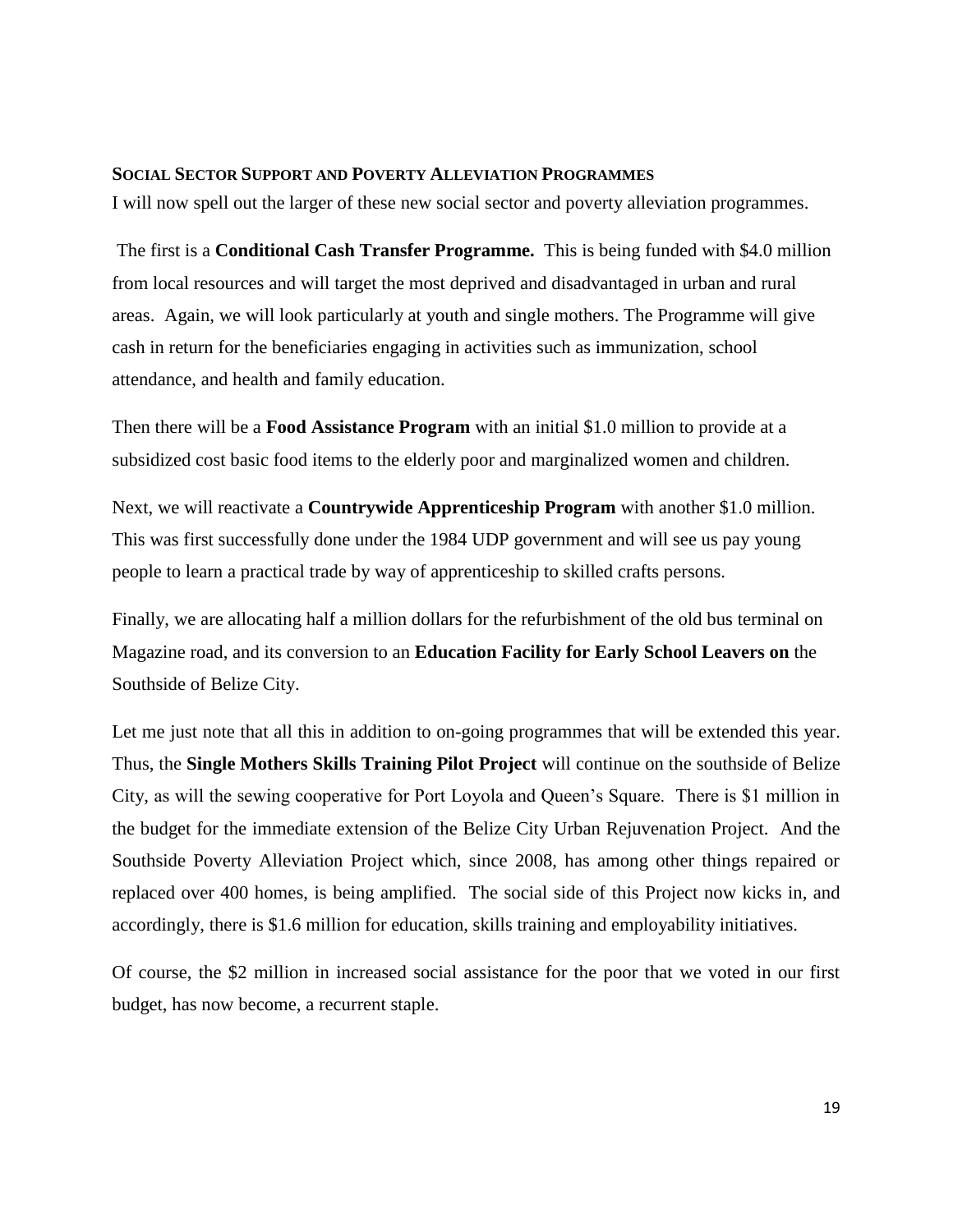## Social Sector Support and Poverty Alleviation Programmes

I will now spell out the larger of these new social sector and poverty alleviation programmes.

The first is a **Conditional Cash Transfer Programme.** This is being funded with $4.0 million from local resources and will target the most deprived and disadvantaged in urban and rural areas. Again, we will look particularly at youth and single mothers. The Programme will give cash in return for the beneficiaries engaging in activities such as immunization, school attendance, and health and family education.

Then there will be a **Food Assistance Program** with an initial $1.0 million to provide at a subsidized cost basic food items to the elderly poor and marginalized women and children.

Next, we will reactivate a **Countrywide Apprenticeship Program** with another $1.0 million. This was first successfully done under the 1984 UDP government and will see us pay young people to learn a practical trade by way of apprenticeship to skilled crafts persons.

Finally, we are allocating half a million dollars for the refurbishment of the old bus terminal on Magazine road, and its conversion to an **Education Facility for Early School Leavers on** the Southside of Belize City.

Let me just note that all this in addition to on-going programmes that will be extended this year. Thus, the **Single Mothers Skills Training Pilot Project** will continue on the southside of Belize City, as will the sewing cooperative for Port Loyola and Queen's Square. There is $1 million in the budget for the immediate extension of the Belize City Urban Rejuvenation Project. And the Southside Poverty Alleviation Project which, since 2008, has among other things repaired or replaced over 400 homes, is being amplified. The social side of this Project now kicks in, and accordingly, there is $1.6 million for education, skills training and employability initiatives.

Of course, the $2 million in increased social assistance for the poor that we voted in our first budget, has now become, a recurrent staple.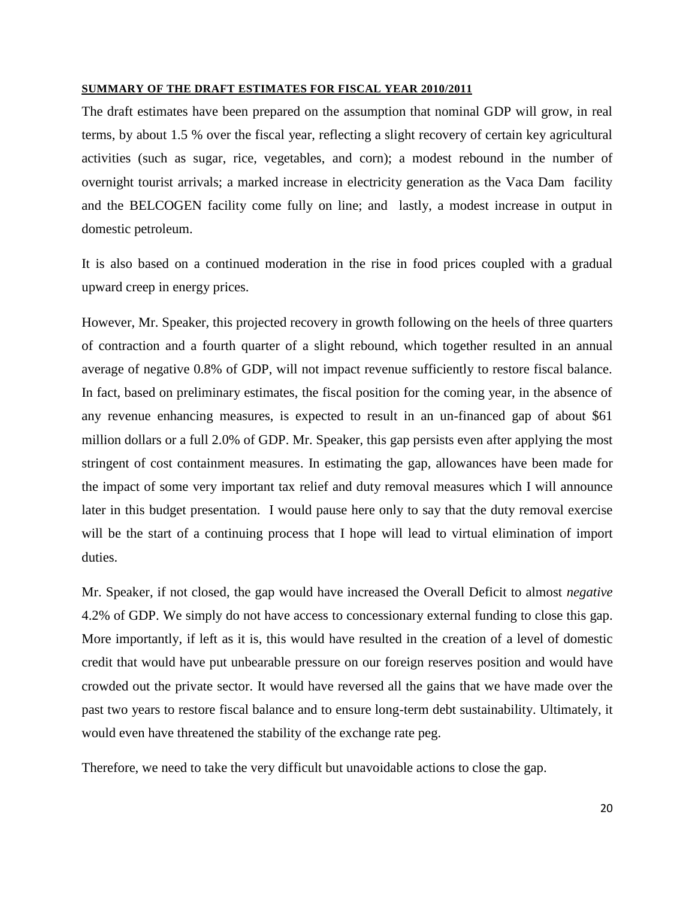## SUMMARY OF THE DRAFT ESTIMATES FOR FISCAL YEAR 2010/2011

The draft estimates have been prepared on the assumption that nominal GDP will grow, in real terms, by about 1.5 % over the fiscal year, reflecting a slight recovery of certain key agricultural activities (such as sugar, rice, vegetables, and corn); a modest rebound in the number of overnight tourist arrivals; a marked increase in electricity generation as the Vaca Dam facility and the BELCOGEN facility come fully on line; and lastly, a modest increase in output in domestic petroleum.

It is also based on a continued moderation in the rise in food prices coupled with a gradual upward creep in energy prices.

However, Mr. Speaker, this projected recovery in growth following on the heels of three quarters of contraction and a fourth quarter of a slight rebound, which together resulted in an annual average of negative 0.8% of GDP, will not impact revenue sufficiently to restore fiscal balance. In fact, based on preliminary estimates, the fiscal position for the coming year, in the absence of any revenue enhancing measures, is expected to result in an un-financed gap of about $61 million dollars or a full 2.0% of GDP. Mr. Speaker, this gap persists even after applying the most stringent of cost containment measures. In estimating the gap, allowances have been made for the impact of some very important tax relief and duty removal measures which I will announce later in this budget presentation. I would pause here only to say that the duty removal exercise will be the start of a continuing process that I hope will lead to virtual elimination of import duties.

Mr. Speaker, if not closed, the gap would have increased the Overall Deficit to almost *negative* 4.2% of GDP. We simply do not have access to concessionary external funding to close this gap. More importantly, if left as it is, this would have resulted in the creation of a level of domestic credit that would have put unbearable pressure on our foreign reserves position and would have crowded out the private sector. It would have reversed all the gains that we have made over the past two years to restore fiscal balance and to ensure long-term debt sustainability. Ultimately, it would even have threatened the stability of the exchange rate peg.

Therefore, we need to take the very difficult but unavoidable actions to close the gap.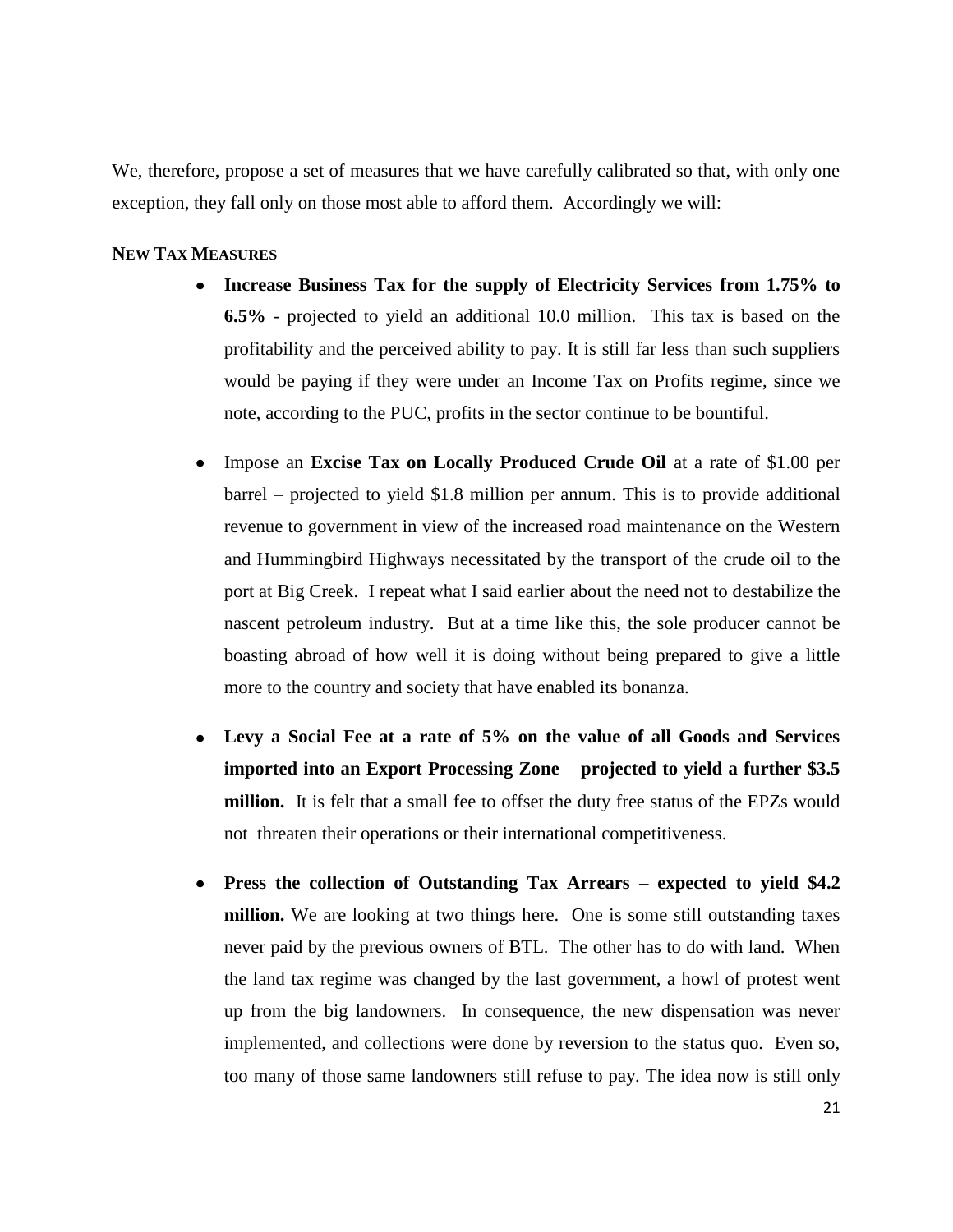We, therefore, propose a set of measures that we have carefully calibrated so that, with only one exception, they fall only on those most able to afford them. Accordingly we will:

**NEW TAX MEASURES**

- **Increase Business Tax for the supply of Electricity Services from 1.75% to 6.5%** - projected to yield an additional 10.0 million. This tax is based on the profitability and the perceived ability to pay. It is still far less than such suppliers would be paying if they were under an Income Tax on Profits regime, since we note, according to the PUC, profits in the sector continue to be bountiful.

- Impose an **Excise Tax on Locally Produced Crude Oil** at a rate of $1.00 per barrel – projected to yield $1.8 million per annum. This is to provide additional revenue to government in view of the increased road maintenance on the Western and Hummingbird Highways necessitated by the transport of the crude oil to the port at Big Creek. I repeat what I said earlier about the need not to destabilize the nascent petroleum industry. But at a time like this, the sole producer cannot be boasting abroad of how well it is doing without being prepared to give a little more to the country and society that have enabled its bonanza.

- **Levy a Social Fee at a rate of 5% on the value of all Goods and Services imported into an Export Processing Zone** – **projected to yield a further $3.5 million.** It is felt that a small fee to offset the duty free status of the EPZs would not threaten their operations or their international competitiveness.

- **Press the collection of Outstanding Tax Arrears – expected to yield $4.2 million.** We are looking at two things here. One is some still outstanding taxes never paid by the previous owners of BTL. The other has to do with land. When the land tax regime was changed by the last government, a howl of protest went up from the big landowners. In consequence, the new dispensation was never implemented, and collections were done by reversion to the status quo. Even so, too many of those same landowners still refuse to pay. The idea now is still only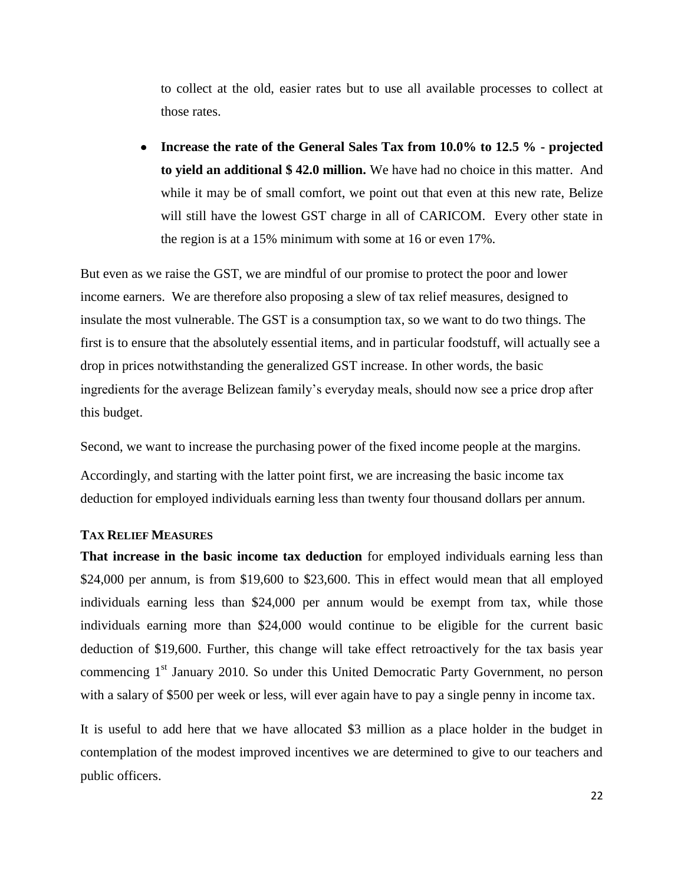to collect at the old, easier rates but to use all available processes to collect at those rates.

- **Increase the rate of the General Sales Tax from 10.0% to 12.5 % - projected to yield an additional $ 42.0 million.** We have had no choice in this matter. And while it may be of small comfort, we point out that even at this new rate, Belize will still have the lowest GST charge in all of CARICOM. Every other state in the region is at a 15% minimum with some at 16 or even 17%.

But even as we raise the GST, we are mindful of our promise to protect the poor and lower income earners. We are therefore also proposing a slew of tax relief measures, designed to insulate the most vulnerable. The GST is a consumption tax, so we want to do two things. The first is to ensure that the absolutely essential items, and in particular foodstuff, will actually see a drop in prices notwithstanding the generalized GST increase. In other words, the basic ingredients for the average Belizean family's everyday meals, should now see a price drop after this budget.

Second, we want to increase the purchasing power of the fixed income people at the margins.

Accordingly, and starting with the latter point first, we are increasing the basic income tax deduction for employed individuals earning less than twenty four thousand dollars per annum.

### TAX RELIEF MEASURES

**That increase in the basic income tax deduction** for employed individuals earning less than $24,000 per annum, is from $19,600 to $23,600. This in effect would mean that all employed individuals earning less than $24,000 per annum would be exempt from tax, while those individuals earning more than $24,000 would continue to be eligible for the current basic deduction of $19,600. Further, this change will take effect retroactively for the tax basis year commencing 1st January 2010. So under this United Democratic Party Government, no person with a salary of $500 per week or less, will ever again have to pay a single penny in income tax.

It is useful to add here that we have allocated $3 million as a place holder in the budget in contemplation of the modest improved incentives we are determined to give to our teachers and public officers.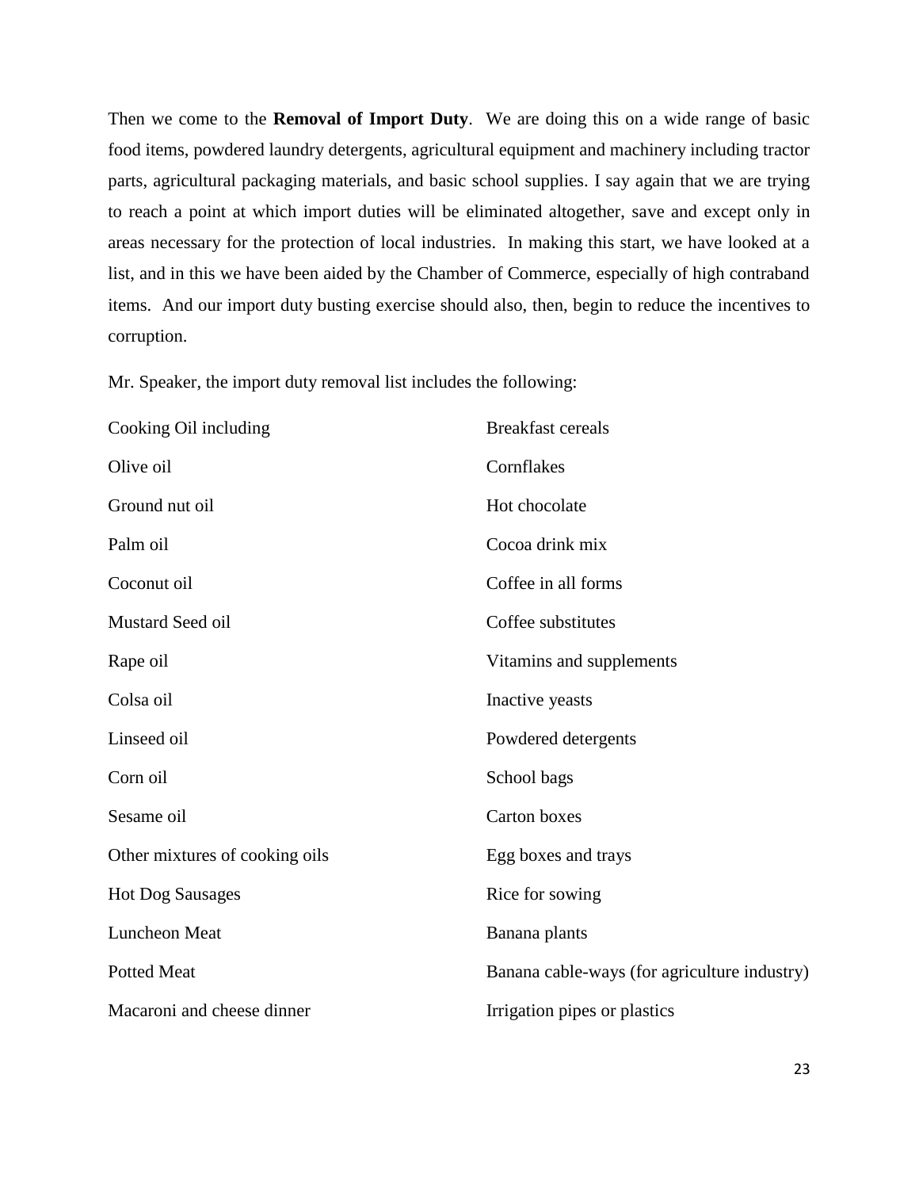Then we come to the **Removal of Import Duty**. We are doing this on a wide range of basic food items, powdered laundry detergents, agricultural equipment and machinery including tractor parts, agricultural packaging materials, and basic school supplies. I say again that we are trying to reach a point at which import duties will be eliminated altogether, save and except only in areas necessary for the protection of local industries. In making this start, we have looked at a list, and in this we have been aided by the Chamber of Commerce, especially of high contraband items. And our import duty busting exercise should also, then, begin to reduce the incentives to corruption.

Mr. Speaker, the import duty removal list includes the following:

Cooking Oil including

Olive oil

Ground nut oil

Palm oil

Coconut oil

Mustard Seed oil

Rape oil

Colsa oil

Linseed oil

Corn oil

Sesame oil

Other mixtures of cooking oils

Hot Dog Sausages

Luncheon Meat

Potted Meat

Macaroni and cheese dinner

Breakfast cereals

Cornflakes

Hot chocolate

Cocoa drink mix

Coffee in all forms

Coffee substitutes

Vitamins and supplements

Inactive yeasts

Powdered detergents

School bags

Carton boxes

Egg boxes and trays

Rice for sowing

Banana plants

Banana cable-ways (for agriculture industry)

Irrigation pipes or plastics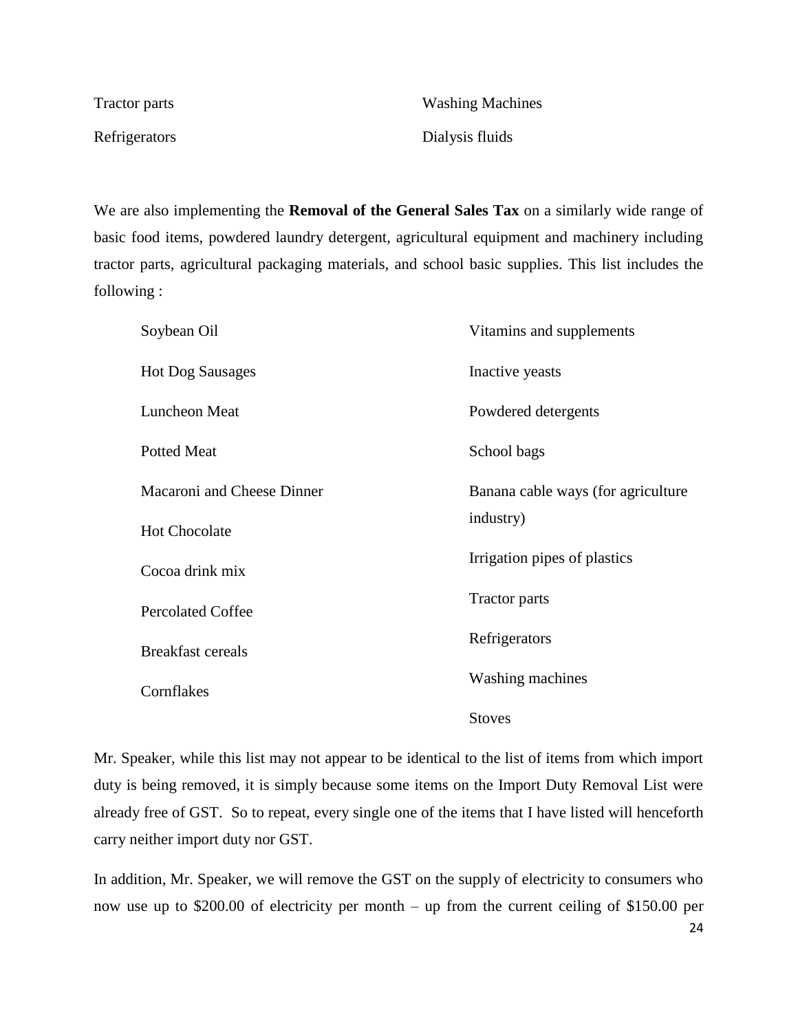Tractor parts

Washing Machines

Refrigerators

Dialysis fluids

We are also implementing the **Removal of the General Sales Tax** on a similarly wide range of basic food items, powdered laundry detergent, agricultural equipment and machinery including tractor parts, agricultural packaging materials, and school basic supplies. This list includes the following :

- Soybean Oil
- Hot Dog Sausages
- Luncheon Meat
- Potted Meat
- Macaroni and Cheese Dinner
- Hot Chocolate
- Cocoa drink mix
- Percolated Coffee
- Breakfast cereals
- Cornflakes
- Vitamins and supplements
- Inactive yeasts
- Powdered detergents
- School bags
- Banana cable ways (for agriculture industry)
- Irrigation pipes of plastics
- Tractor parts
- Refrigerators
- Washing machines
- Stoves

Mr. Speaker, while this list may not appear to be identical to the list of items from which import duty is being removed, it is simply because some items on the Import Duty Removal List were already free of GST. So to repeat, every single one of the items that I have listed will henceforth carry neither import duty nor GST.

In addition, Mr. Speaker, we will remove the GST on the supply of electricity to consumers who now use up to $200.00 of electricity per month – up from the current ceiling of $150.00 per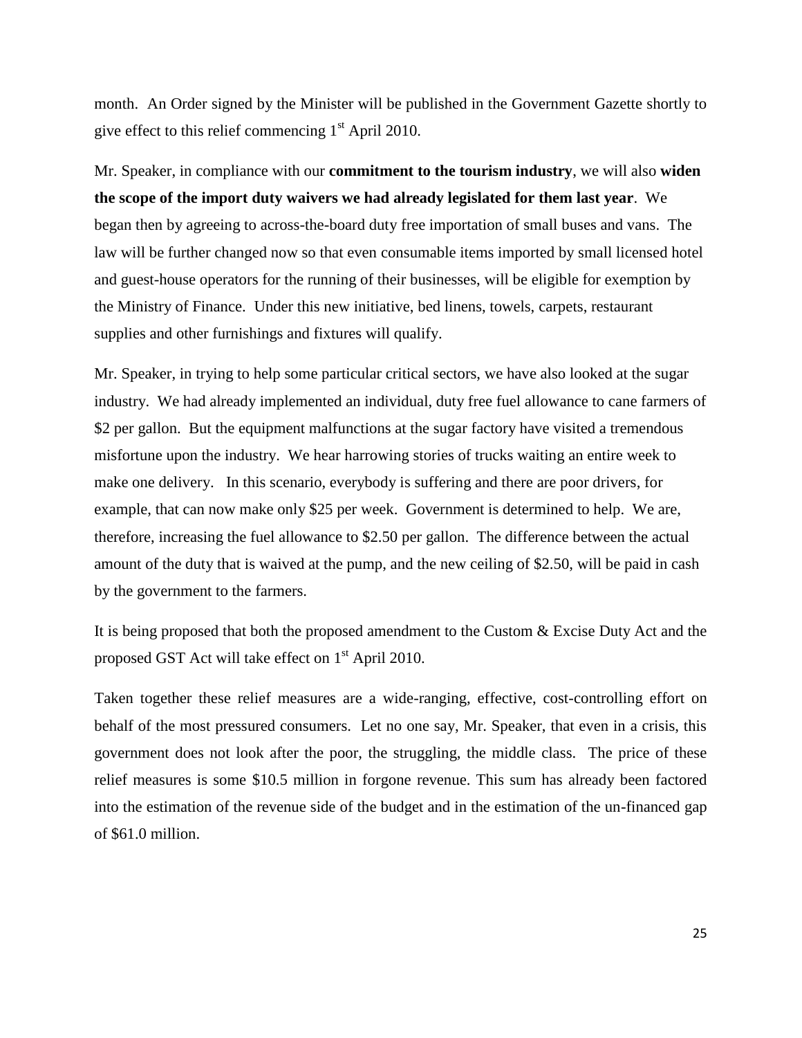month. An Order signed by the Minister will be published in the Government Gazette shortly to give effect to this relief commencing 1st April 2010.

Mr. Speaker, in compliance with our **commitment to the tourism industry**, we will also **widen the scope of the import duty waivers we had already legislated for them last year**. We began then by agreeing to across-the-board duty free importation of small buses and vans. The law will be further changed now so that even consumable items imported by small licensed hotel and guest-house operators for the running of their businesses, will be eligible for exemption by the Ministry of Finance. Under this new initiative, bed linens, towels, carpets, restaurant supplies and other furnishings and fixtures will qualify.

Mr. Speaker, in trying to help some particular critical sectors, we have also looked at the sugar industry. We had already implemented an individual, duty free fuel allowance to cane farmers of $2 per gallon. But the equipment malfunctions at the sugar factory have visited a tremendous misfortune upon the industry. We hear harrowing stories of trucks waiting an entire week to make one delivery. In this scenario, everybody is suffering and there are poor drivers, for example, that can now make only $25 per week. Government is determined to help. We are, therefore, increasing the fuel allowance to $2.50 per gallon. The difference between the actual amount of the duty that is waived at the pump, and the new ceiling of $2.50, will be paid in cash by the government to the farmers.

It is being proposed that both the proposed amendment to the Custom & Excise Duty Act and the proposed GST Act will take effect on 1st April 2010.

Taken together these relief measures are a wide-ranging, effective, cost-controlling effort on behalf of the most pressured consumers. Let no one say, Mr. Speaker, that even in a crisis, this government does not look after the poor, the struggling, the middle class. The price of these relief measures is some $10.5 million in forgone revenue. This sum has already been factored into the estimation of the revenue side of the budget and in the estimation of the un-financed gap of $61.0 million.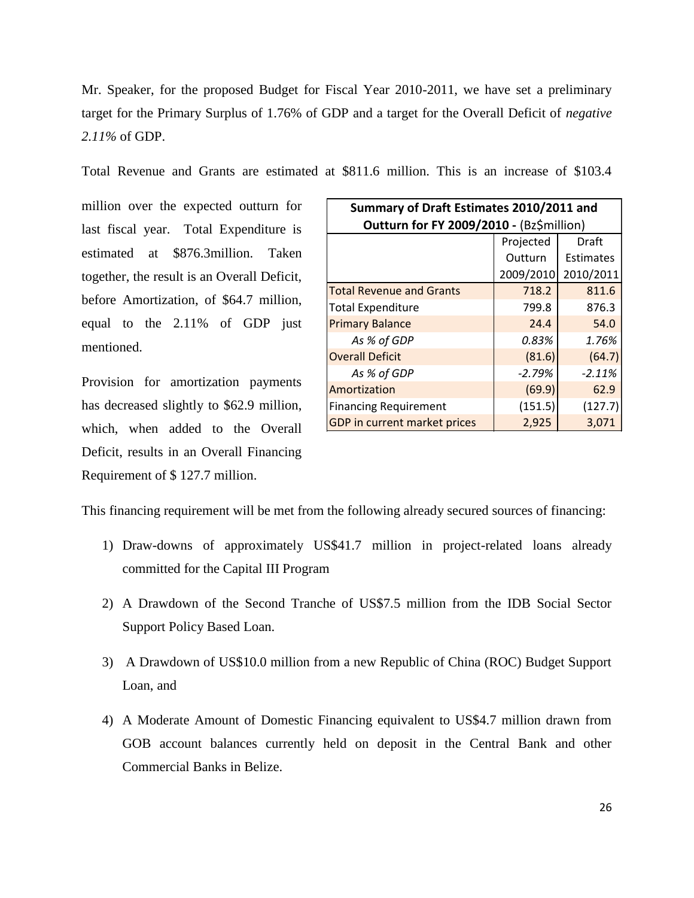Mr. Speaker, for the proposed Budget for Fiscal Year 2010-2011, we have set a preliminary target for the Primary Surplus of 1.76% of GDP and a target for the Overall Deficit of *negative 2.11%* of GDP.

Total Revenue and Grants are estimated at $811.6 million. This is an increase of $103.4 million over the expected outturn for last fiscal year. Total Expenditure is estimated at $876.3million. Taken together, the result is an Overall Deficit, before Amortization, of $64.7 million, equal to the 2.11% of GDP just mentioned.

| **Summary of Draft Estimates 2010/2011 and Outturn for FY 2009/2010 -** (Bz$million) | | |
|---|---|---|
| | Projected Outturn 2009/2010 | Draft Estimates 2010/2011 |
| Total Revenue and Grants | 718.2 | 811.6 |
| Total Expenditure | 799.8 | 876.3 |
| Primary Balance | 24.4 | 54.0 |
| *As % of GDP* | *0.83%* | *1.76%* |
| Overall Deficit | (81.6) | (64.7) |
| *As % of GDP* | *-2.79%* | *-2.11%* |
| Amortization | (69.9) | 62.9 |
| Financing Requirement | (151.5) | (127.7) |
| GDP in current market prices | 2,925 | 3,071 |

Provision for amortization payments has decreased slightly to $62.9 million, which, when added to the Overall Deficit, results in an Overall Financing Requirement of $ 127.7 million.

This financing requirement will be met from the following already secured sources of financing:

1) Draw-downs of approximately US$41.7 million in project-related loans already committed for the Capital III Program

2) A Drawdown of the Second Tranche of US$7.5 million from the IDB Social Sector Support Policy Based Loan.

3) A Drawdown of US$10.0 million from a new Republic of China (ROC) Budget Support Loan, and

4) A Moderate Amount of Domestic Financing equivalent to US$4.7 million drawn from GOB account balances currently held on deposit in the Central Bank and other Commercial Banks in Belize.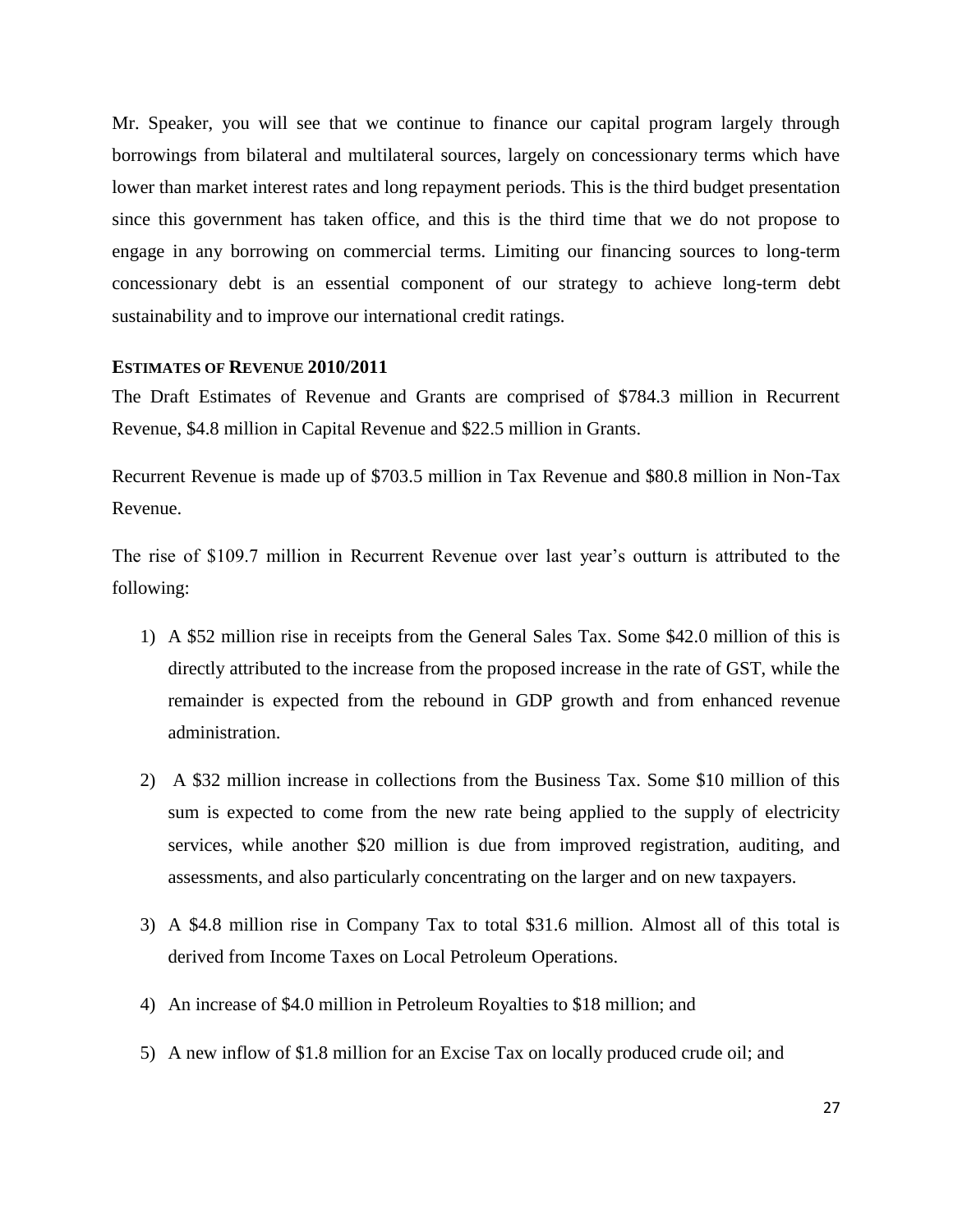Mr. Speaker, you will see that we continue to finance our capital program largely through borrowings from bilateral and multilateral sources, largely on concessionary terms which have lower than market interest rates and long repayment periods. This is the third budget presentation since this government has taken office, and this is the third time that we do not propose to engage in any borrowing on commercial terms. Limiting our financing sources to long-term concessionary debt is an essential component of our strategy to achieve long-term debt sustainability and to improve our international credit ratings.

## ESTIMATES OF REVENUE 2010/2011

The Draft Estimates of Revenue and Grants are comprised of $784.3 million in Recurrent Revenue, $4.8 million in Capital Revenue and $22.5 million in Grants.

Recurrent Revenue is made up of $703.5 million in Tax Revenue and $80.8 million in Non-Tax Revenue.

The rise of $109.7 million in Recurrent Revenue over last year's outturn is attributed to the following:

1) A $52 million rise in receipts from the General Sales Tax. Some $42.0 million of this is directly attributed to the increase from the proposed increase in the rate of GST, while the remainder is expected from the rebound in GDP growth and from enhanced revenue administration.

2) A $32 million increase in collections from the Business Tax. Some $10 million of this sum is expected to come from the new rate being applied to the supply of electricity services, while another $20 million is due from improved registration, auditing, and assessments, and also particularly concentrating on the larger and on new taxpayers.

3) A $4.8 million rise in Company Tax to total $31.6 million. Almost all of this total is derived from Income Taxes on Local Petroleum Operations.

4) An increase of $4.0 million in Petroleum Royalties to $18 million; and

5) A new inflow of $1.8 million for an Excise Tax on locally produced crude oil; and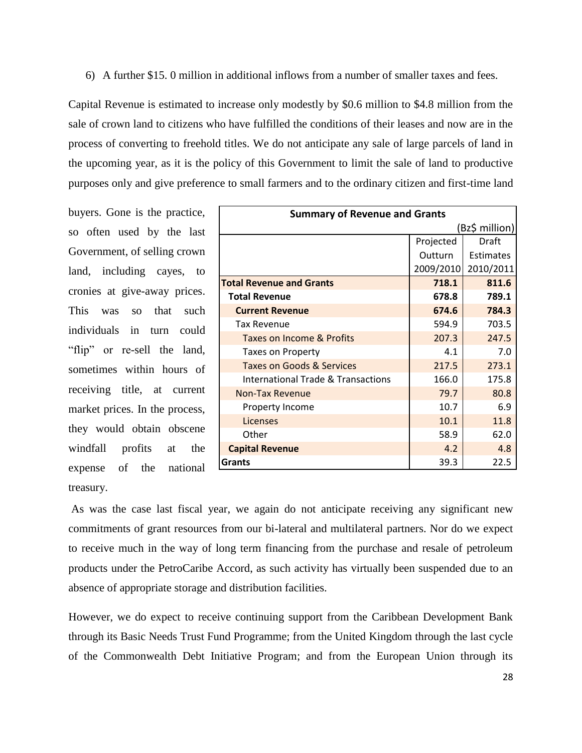6) A further $15. 0 million in additional inflows from a number of smaller taxes and fees.

Capital Revenue is estimated to increase only modestly by $0.6 million to $4.8 million from the sale of crown land to citizens who have fulfilled the conditions of their leases and now are in the process of converting to freehold titles. We do not anticipate any sale of large parcels of land in the upcoming year, as it is the policy of this Government to limit the sale of land to productive purposes only and give preference to small farmers and to the ordinary citizen and first-time land buyers. Gone is the practice, so often used by the last Government, of selling crown land, including cayes, to cronies at give-away prices. This was so that such individuals in turn could "flip" or re-sell the land, sometimes within hours of receiving title, at current market prices. In the process, they would obtain obscene windfall profits at the expense of the national treasury.

| **Summary of Revenue and Grants** | | (Bz$ million) |
|---|---|---|
| | Projected Outturn 2009/2010 | Draft Estimates 2010/2011 |
| **Total Revenue and Grants** | **718.1** | **811.6** |
| **Total Revenue** | **678.8** | **789.1** |
| **Current Revenue** | **674.6** | **784.3** |
| Tax Revenue | 594.9 | 703.5 |
| Taxes on Income & Profits | 207.3 | 247.5 |
| Taxes on Property | 4.1 | 7.0 |
| Taxes on Goods & Services | 217.5 | 273.1 |
| International Trade & Transactions | 166.0 | 175.8 |
| Non-Tax Revenue | 79.7 | 80.8 |
| Property Income | 10.7 | 6.9 |
| Licenses | 10.1 | 11.8 |
| Other | 58.9 | 62.0 |
| **Capital Revenue** | 4.2 | 4.8 |
| **Grants** | 39.3 | 22.5 |

As was the case last fiscal year, we again do not anticipate receiving any significant new commitments of grant resources from our bi-lateral and multilateral partners. Nor do we expect to receive much in the way of long term financing from the purchase and resale of petroleum products under the PetroCaribe Accord, as such activity has virtually been suspended due to an absence of appropriate storage and distribution facilities.

However, we do expect to receive continuing support from the Caribbean Development Bank through its Basic Needs Trust Fund Programme; from the United Kingdom through the last cycle of the Commonwealth Debt Initiative Program; and from the European Union through its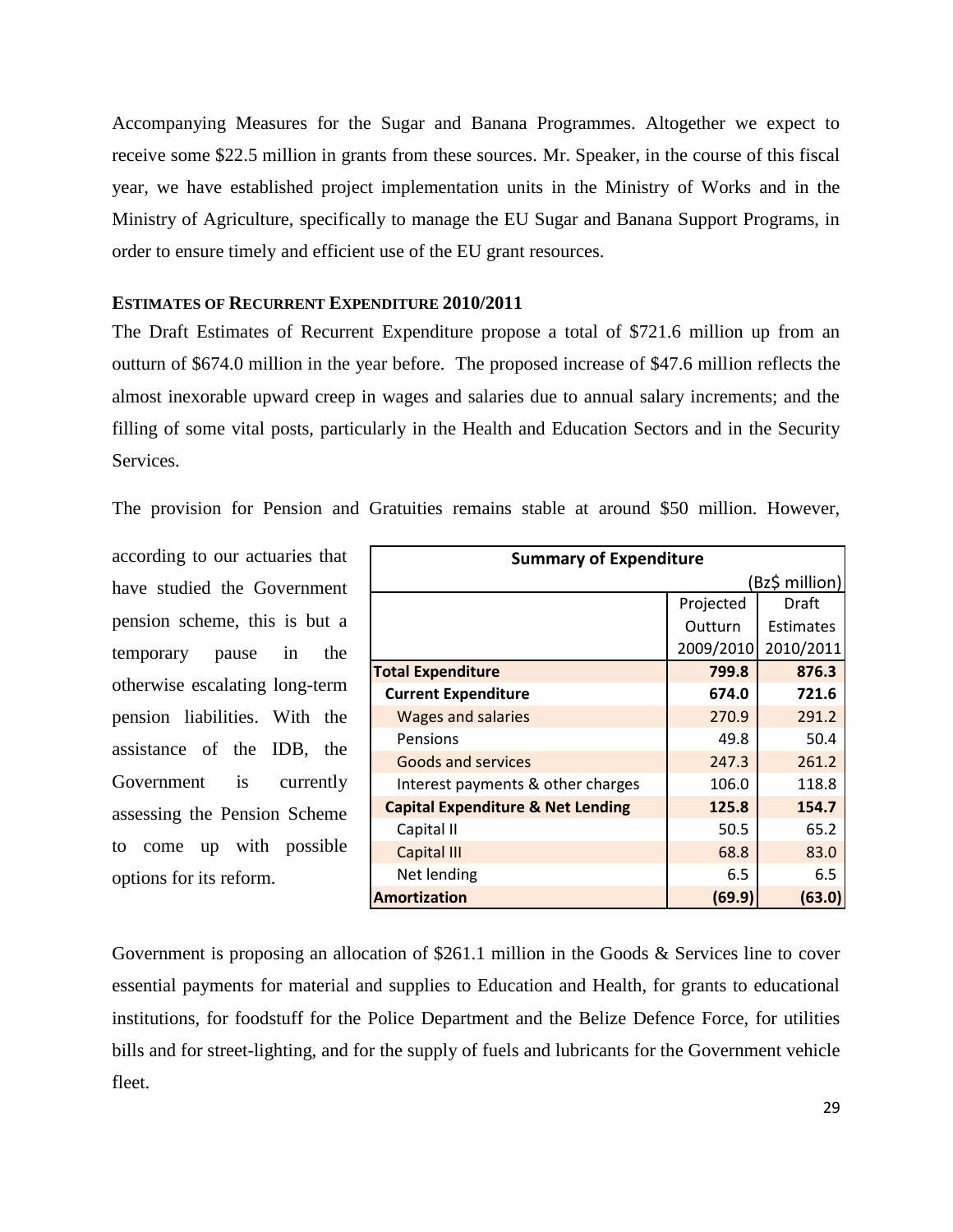Accompanying Measures for the Sugar and Banana Programmes. Altogether we expect to receive some $22.5 million in grants from these sources. Mr. Speaker, in the course of this fiscal year, we have established project implementation units in the Ministry of Works and in the Ministry of Agriculture, specifically to manage the EU Sugar and Banana Support Programs, in order to ensure timely and efficient use of the EU grant resources.

### ESTIMATES OF RECURRENT EXPENDITURE 2010/2011

The Draft Estimates of Recurrent Expenditure propose a total of $721.6 million up from an outturn of $674.0 million in the year before. The proposed increase of $47.6 million reflects the almost inexorable upward creep in wages and salaries due to annual salary increments; and the filling of some vital posts, particularly in the Health and Education Sectors and in the Security Services.

The provision for Pension and Gratuities remains stable at around $50 million. However, according to our actuaries that have studied the Government pension scheme, this is but a temporary pause in the otherwise escalating long-term pension liabilities. With the assistance of the IDB, the Government is currently assessing the Pension Scheme to come up with possible options for its reform.

**Summary of Expenditure**

(Bz$ million)

| | Projected Outturn 2009/2010 | Draft Estimates 2010/2011 |
|---|---|---|
| **Total Expenditure** | **799.8** | **876.3** |
| **Current Expenditure** | **674.0** | **721.6** |
| Wages and salaries | 270.9 | 291.2 |
| Pensions | 49.8 | 50.4 |
| Goods and services | 247.3 | 261.2 |
| Interest payments & other charges | 106.0 | 118.8 |
| **Capital Expenditure & Net Lending** | **125.8** | **154.7** |
| Capital II | 50.5 | 65.2 |
| Capital III | 68.8 | 83.0 |
| Net lending | 6.5 | 6.5 |
| **Amortization** | **(69.9)** | **(63.0)** |

Government is proposing an allocation of $261.1 million in the Goods & Services line to cover essential payments for material and supplies to Education and Health, for grants to educational institutions, for foodstuff for the Police Department and the Belize Defence Force, for utilities bills and for street-lighting, and for the supply of fuels and lubricants for the Government vehicle fleet.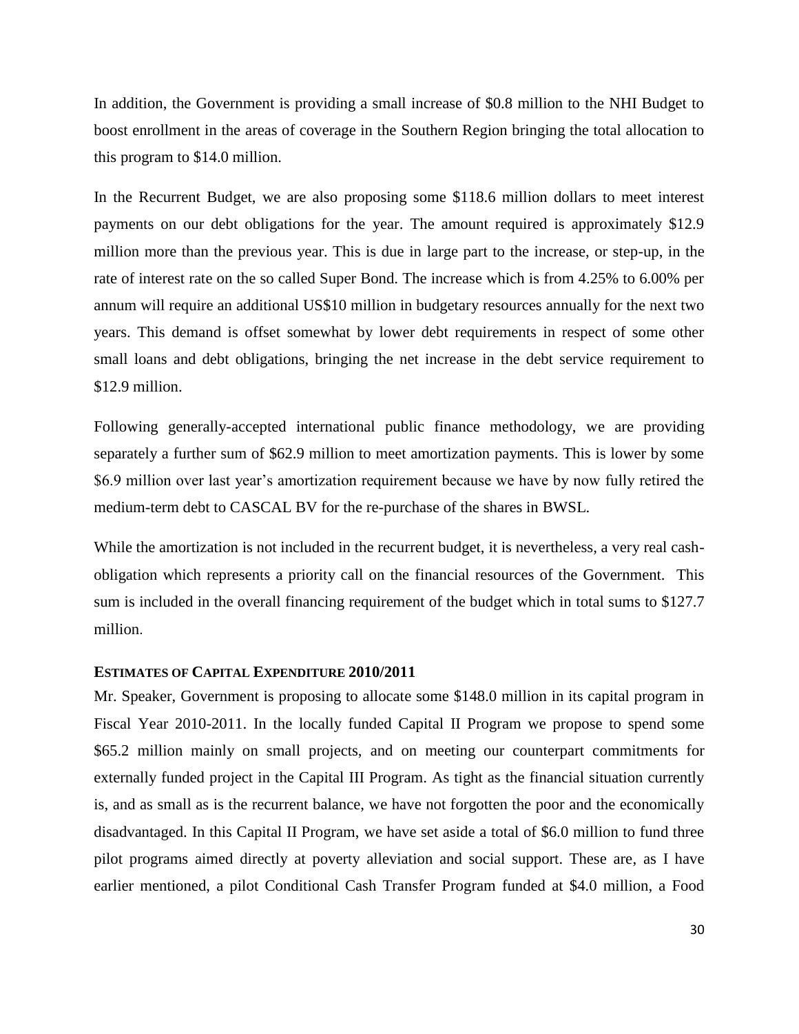In addition, the Government is providing a small increase of $0.8 million to the NHI Budget to boost enrollment in the areas of coverage in the Southern Region bringing the total allocation to this program to $14.0 million.

In the Recurrent Budget, we are also proposing some $118.6 million dollars to meet interest payments on our debt obligations for the year. The amount required is approximately $12.9 million more than the previous year. This is due in large part to the increase, or step-up, in the rate of interest rate on the so called Super Bond. The increase which is from 4.25% to 6.00% per annum will require an additional US$10 million in budgetary resources annually for the next two years. This demand is offset somewhat by lower debt requirements in respect of some other small loans and debt obligations, bringing the net increase in the debt service requirement to $12.9 million.

Following generally-accepted international public finance methodology, we are providing separately a further sum of $62.9 million to meet amortization payments. This is lower by some $6.9 million over last year's amortization requirement because we have by now fully retired the medium-term debt to CASCAL BV for the re-purchase of the shares in BWSL.

While the amortization is not included in the recurrent budget, it is nevertheless, a very real cash-obligation which represents a priority call on the financial resources of the Government. This sum is included in the overall financing requirement of the budget which in total sums to $127.7 million.

**ESTIMATES OF CAPITAL EXPENDITURE 2010/2011**

Mr. Speaker, Government is proposing to allocate some $148.0 million in its capital program in Fiscal Year 2010-2011. In the locally funded Capital II Program we propose to spend some $65.2 million mainly on small projects, and on meeting our counterpart commitments for externally funded project in the Capital III Program. As tight as the financial situation currently is, and as small as is the recurrent balance, we have not forgotten the poor and the economically disadvantaged. In this Capital II Program, we have set aside a total of $6.0 million to fund three pilot programs aimed directly at poverty alleviation and social support. These are, as I have earlier mentioned, a pilot Conditional Cash Transfer Program funded at $4.0 million, a Food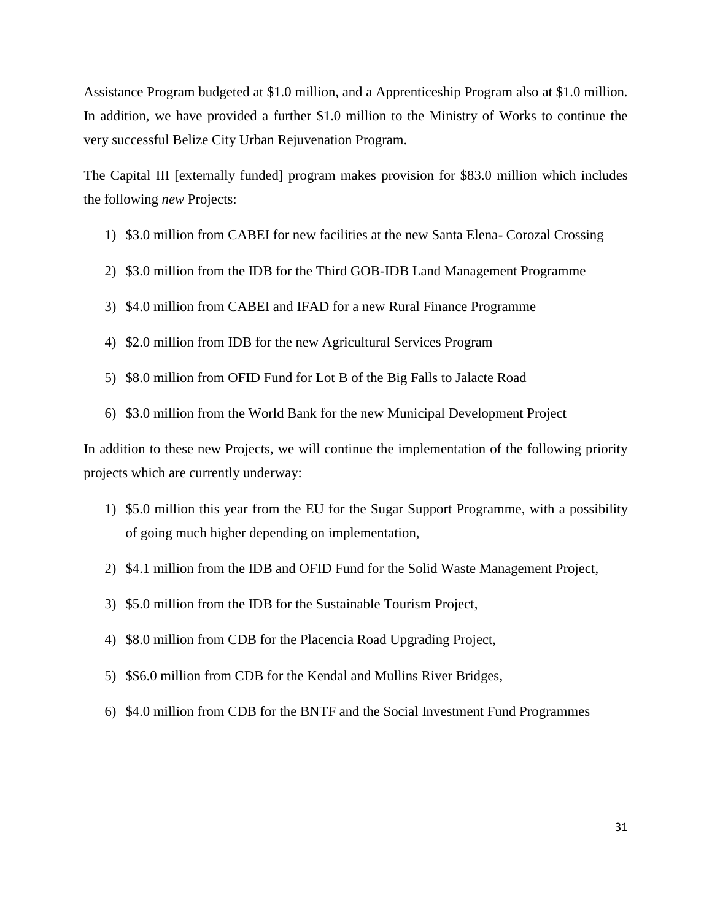Assistance Program budgeted at $1.0 million, and a Apprenticeship Program also at $1.0 million. In addition, we have provided a further $1.0 million to the Ministry of Works to continue the very successful Belize City Urban Rejuvenation Program.

The Capital III [externally funded] program makes provision for $83.0 million which includes the following *new* Projects:

1) $3.0 million from CABEI for new facilities at the new Santa Elena- Corozal Crossing
2) $3.0 million from the IDB for the Third GOB-IDB Land Management Programme
3) $4.0 million from CABEI and IFAD for a new Rural Finance Programme
4) $2.0 million from IDB for the new Agricultural Services Program
5) $8.0 million from OFID Fund for Lot B of the Big Falls to Jalacte Road
6) $3.0 million from the World Bank for the new Municipal Development Project

In addition to these new Projects, we will continue the implementation of the following priority projects which are currently underway:

1) $5.0 million this year from the EU for the Sugar Support Programme, with a possibility of going much higher depending on implementation,
2) $4.1 million from the IDB and OFID Fund for the Solid Waste Management Project,
3) $5.0 million from the IDB for the Sustainable Tourism Project,
4) $8.0 million from CDB for the Placencia Road Upgrading Project,
5) $$6.0 million from CDB for the Kendal and Mullins River Bridges,
6) $4.0 million from CDB for the BNTF and the Social Investment Fund Programmes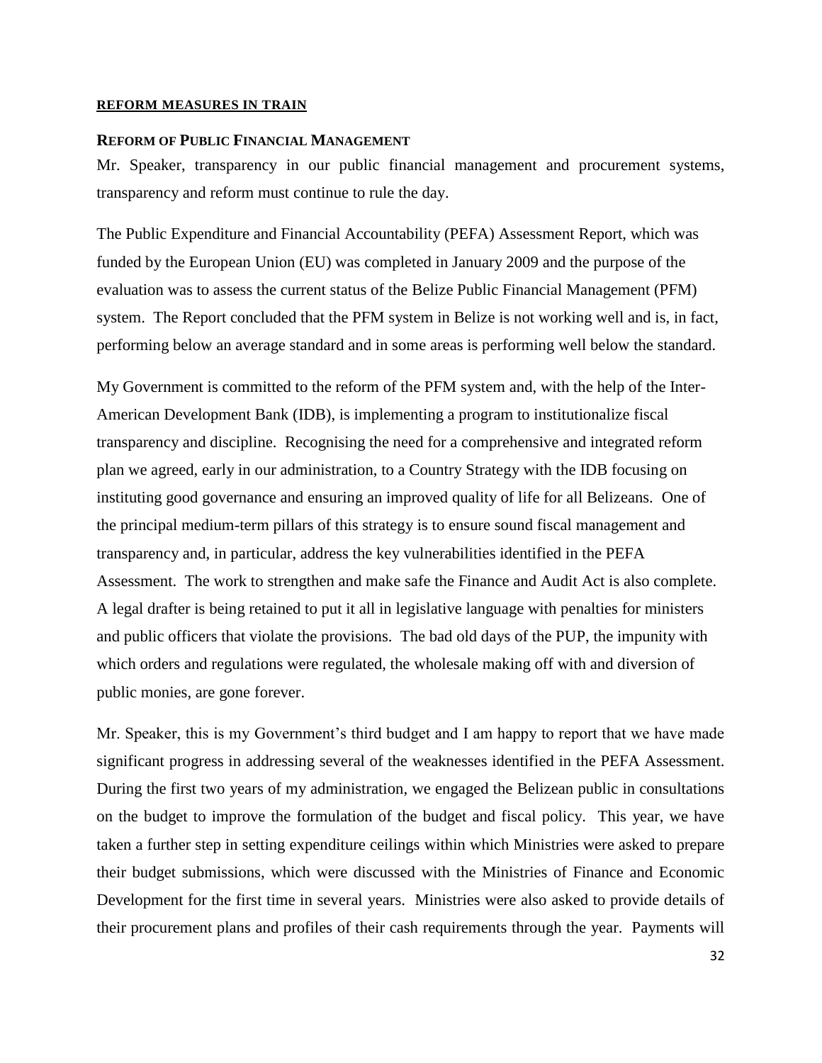## REFORM MEASURES IN TRAIN

### REFORM OF PUBLIC FINANCIAL MANAGEMENT

Mr. Speaker, transparency in our public financial management and procurement systems, transparency and reform must continue to rule the day.

The Public Expenditure and Financial Accountability (PEFA) Assessment Report, which was funded by the European Union (EU) was completed in January 2009 and the purpose of the evaluation was to assess the current status of the Belize Public Financial Management (PFM) system. The Report concluded that the PFM system in Belize is not working well and is, in fact, performing below an average standard and in some areas is performing well below the standard.

My Government is committed to the reform of the PFM system and, with the help of the Inter-American Development Bank (IDB), is implementing a program to institutionalize fiscal transparency and discipline. Recognising the need for a comprehensive and integrated reform plan we agreed, early in our administration, to a Country Strategy with the IDB focusing on instituting good governance and ensuring an improved quality of life for all Belizeans. One of the principal medium-term pillars of this strategy is to ensure sound fiscal management and transparency and, in particular, address the key vulnerabilities identified in the PEFA Assessment. The work to strengthen and make safe the Finance and Audit Act is also complete. A legal drafter is being retained to put it all in legislative language with penalties for ministers and public officers that violate the provisions. The bad old days of the PUP, the impunity with which orders and regulations were regulated, the wholesale making off with and diversion of public monies, are gone forever.

Mr. Speaker, this is my Government's third budget and I am happy to report that we have made significant progress in addressing several of the weaknesses identified in the PEFA Assessment. During the first two years of my administration, we engaged the Belizean public in consultations on the budget to improve the formulation of the budget and fiscal policy. This year, we have taken a further step in setting expenditure ceilings within which Ministries were asked to prepare their budget submissions, which were discussed with the Ministries of Finance and Economic Development for the first time in several years. Ministries were also asked to provide details of their procurement plans and profiles of their cash requirements through the year. Payments will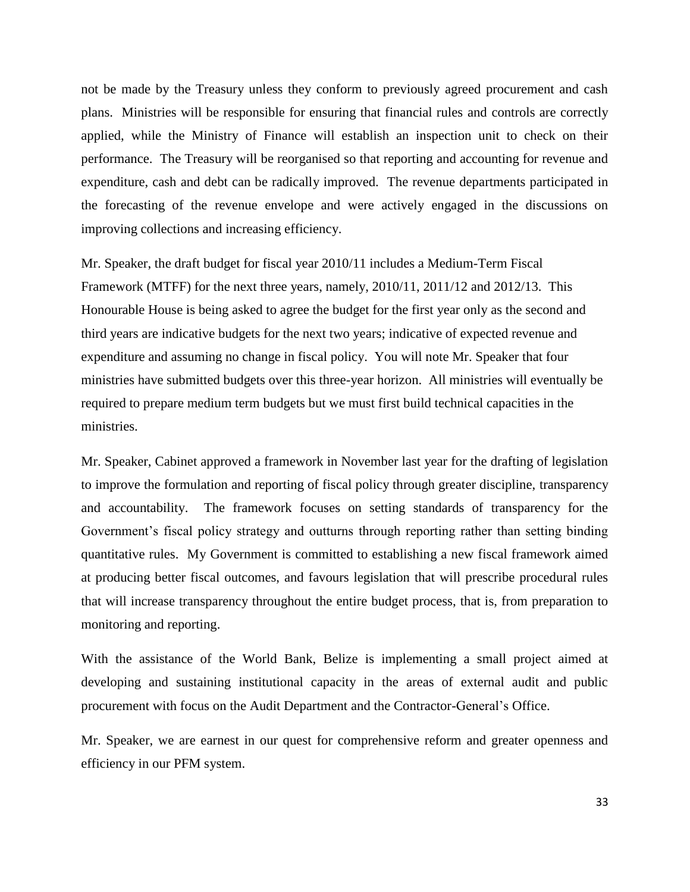not be made by the Treasury unless they conform to previously agreed procurement and cash plans. Ministries will be responsible for ensuring that financial rules and controls are correctly applied, while the Ministry of Finance will establish an inspection unit to check on their performance. The Treasury will be reorganised so that reporting and accounting for revenue and expenditure, cash and debt can be radically improved. The revenue departments participated in the forecasting of the revenue envelope and were actively engaged in the discussions on improving collections and increasing efficiency.

Mr. Speaker, the draft budget for fiscal year 2010/11 includes a Medium-Term Fiscal Framework (MTFF) for the next three years, namely, 2010/11, 2011/12 and 2012/13. This Honourable House is being asked to agree the budget for the first year only as the second and third years are indicative budgets for the next two years; indicative of expected revenue and expenditure and assuming no change in fiscal policy. You will note Mr. Speaker that four ministries have submitted budgets over this three-year horizon. All ministries will eventually be required to prepare medium term budgets but we must first build technical capacities in the ministries.

Mr. Speaker, Cabinet approved a framework in November last year for the drafting of legislation to improve the formulation and reporting of fiscal policy through greater discipline, transparency and accountability. The framework focuses on setting standards of transparency for the Government's fiscal policy strategy and outturns through reporting rather than setting binding quantitative rules. My Government is committed to establishing a new fiscal framework aimed at producing better fiscal outcomes, and favours legislation that will prescribe procedural rules that will increase transparency throughout the entire budget process, that is, from preparation to monitoring and reporting.

With the assistance of the World Bank, Belize is implementing a small project aimed at developing and sustaining institutional capacity in the areas of external audit and public procurement with focus on the Audit Department and the Contractor-General's Office.

Mr. Speaker, we are earnest in our quest for comprehensive reform and greater openness and efficiency in our PFM system.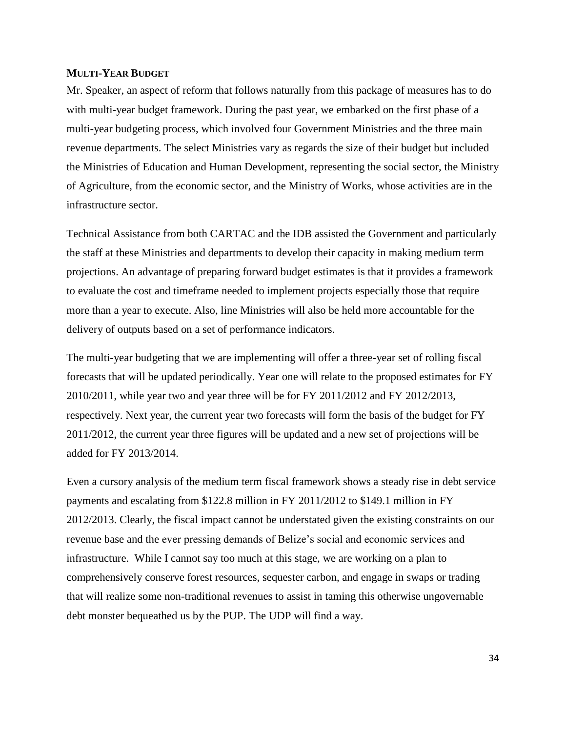## MULTI-YEAR BUDGET

Mr. Speaker, an aspect of reform that follows naturally from this package of measures has to do with multi-year budget framework. During the past year, we embarked on the first phase of a multi-year budgeting process, which involved four Government Ministries and the three main revenue departments. The select Ministries vary as regards the size of their budget but included the Ministries of Education and Human Development, representing the social sector, the Ministry of Agriculture, from the economic sector, and the Ministry of Works, whose activities are in the infrastructure sector.

Technical Assistance from both CARTAC and the IDB assisted the Government and particularly the staff at these Ministries and departments to develop their capacity in making medium term projections. An advantage of preparing forward budget estimates is that it provides a framework to evaluate the cost and timeframe needed to implement projects especially those that require more than a year to execute. Also, line Ministries will also be held more accountable for the delivery of outputs based on a set of performance indicators.

The multi-year budgeting that we are implementing will offer a three-year set of rolling fiscal forecasts that will be updated periodically. Year one will relate to the proposed estimates for FY 2010/2011, while year two and year three will be for FY 2011/2012 and FY 2012/2013, respectively. Next year, the current year two forecasts will form the basis of the budget for FY 2011/2012, the current year three figures will be updated and a new set of projections will be added for FY 2013/2014.

Even a cursory analysis of the medium term fiscal framework shows a steady rise in debt service payments and escalating from $122.8 million in FY 2011/2012 to $149.1 million in FY 2012/2013. Clearly, the fiscal impact cannot be understated given the existing constraints on our revenue base and the ever pressing demands of Belize's social and economic services and infrastructure. While I cannot say too much at this stage, we are working on a plan to comprehensively conserve forest resources, sequester carbon, and engage in swaps or trading that will realize some non-traditional revenues to assist in taming this otherwise ungovernable debt monster bequeathed us by the PUP. The UDP will find a way.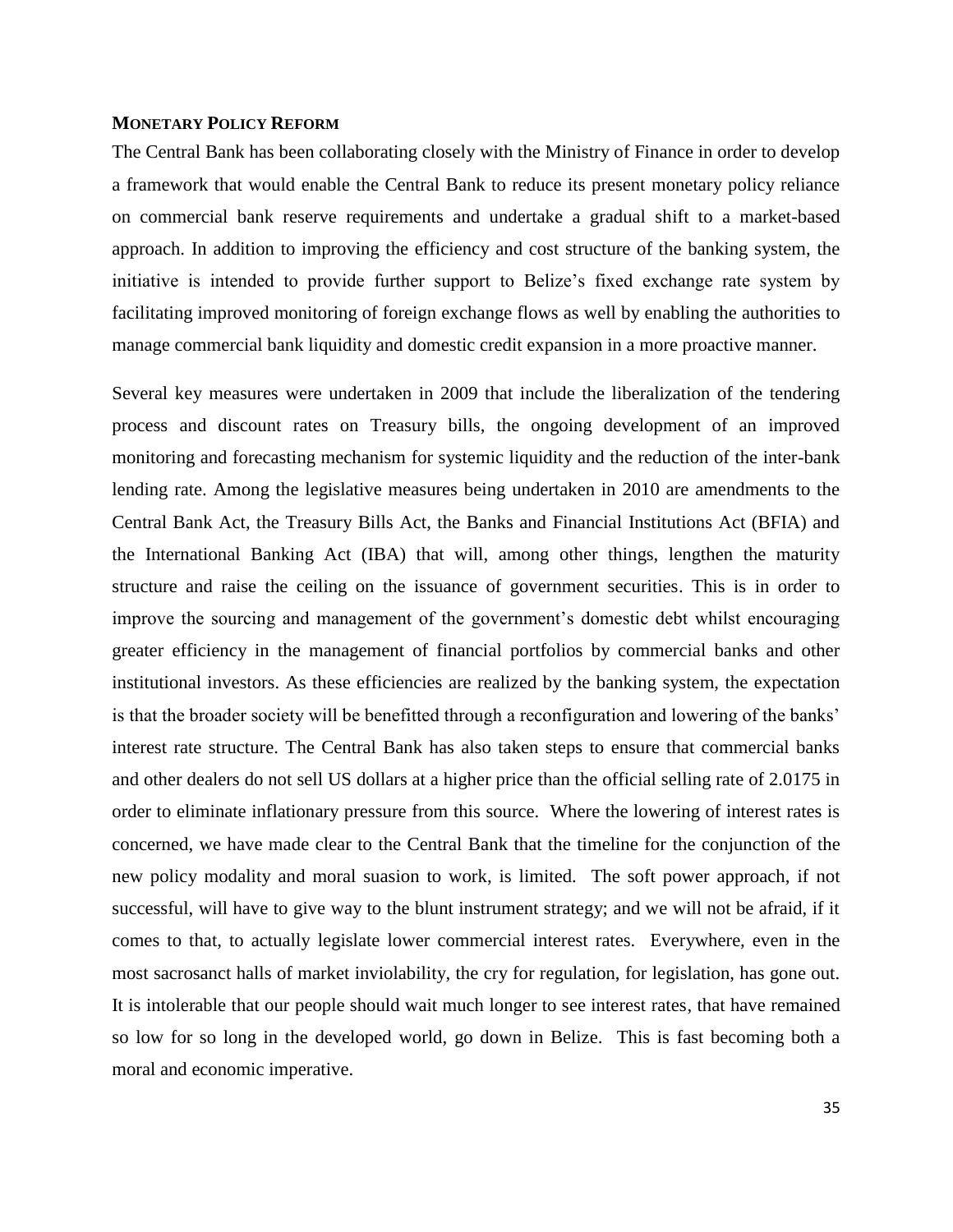## MONETARY POLICY REFORM

The Central Bank has been collaborating closely with the Ministry of Finance in order to develop a framework that would enable the Central Bank to reduce its present monetary policy reliance on commercial bank reserve requirements and undertake a gradual shift to a market-based approach. In addition to improving the efficiency and cost structure of the banking system, the initiative is intended to provide further support to Belize's fixed exchange rate system by facilitating improved monitoring of foreign exchange flows as well by enabling the authorities to manage commercial bank liquidity and domestic credit expansion in a more proactive manner.

Several key measures were undertaken in 2009 that include the liberalization of the tendering process and discount rates on Treasury bills, the ongoing development of an improved monitoring and forecasting mechanism for systemic liquidity and the reduction of the inter-bank lending rate. Among the legislative measures being undertaken in 2010 are amendments to the Central Bank Act, the Treasury Bills Act, the Banks and Financial Institutions Act (BFIA) and the International Banking Act (IBA) that will, among other things, lengthen the maturity structure and raise the ceiling on the issuance of government securities. This is in order to improve the sourcing and management of the government's domestic debt whilst encouraging greater efficiency in the management of financial portfolios by commercial banks and other institutional investors. As these efficiencies are realized by the banking system, the expectation is that the broader society will be benefitted through a reconfiguration and lowering of the banks' interest rate structure. The Central Bank has also taken steps to ensure that commercial banks and other dealers do not sell US dollars at a higher price than the official selling rate of 2.0175 in order to eliminate inflationary pressure from this source. Where the lowering of interest rates is concerned, we have made clear to the Central Bank that the timeline for the conjunction of the new policy modality and moral suasion to work, is limited. The soft power approach, if not successful, will have to give way to the blunt instrument strategy; and we will not be afraid, if it comes to that, to actually legislate lower commercial interest rates. Everywhere, even in the most sacrosanct halls of market inviolability, the cry for regulation, for legislation, has gone out. It is intolerable that our people should wait much longer to see interest rates, that have remained so low for so long in the developed world, go down in Belize. This is fast becoming both a moral and economic imperative.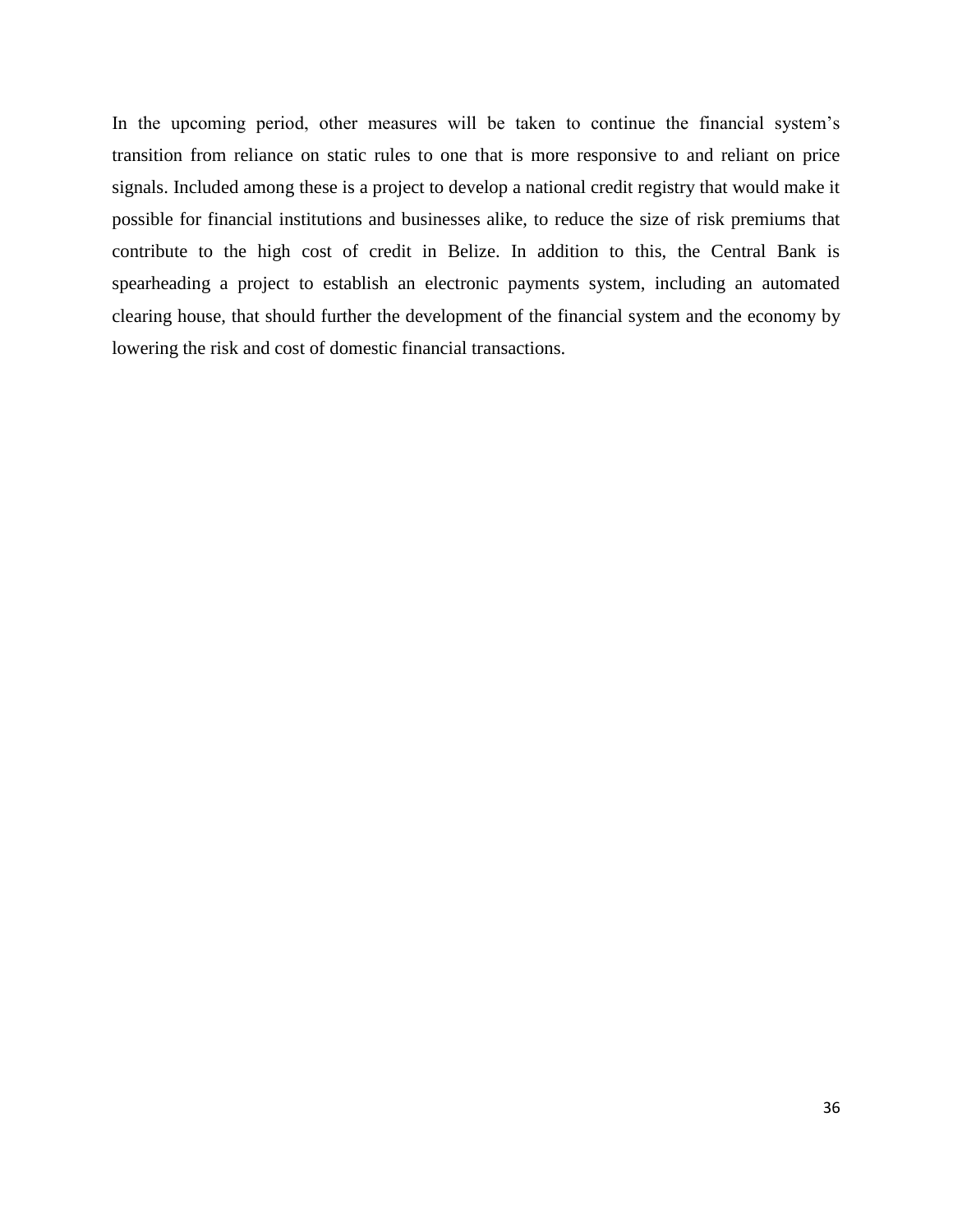In the upcoming period, other measures will be taken to continue the financial system's transition from reliance on static rules to one that is more responsive to and reliant on price signals. Included among these is a project to develop a national credit registry that would make it possible for financial institutions and businesses alike, to reduce the size of risk premiums that contribute to the high cost of credit in Belize. In addition to this, the Central Bank is spearheading a project to establish an electronic payments system, including an automated clearing house, that should further the development of the financial system and the economy by lowering the risk and cost of domestic financial transactions.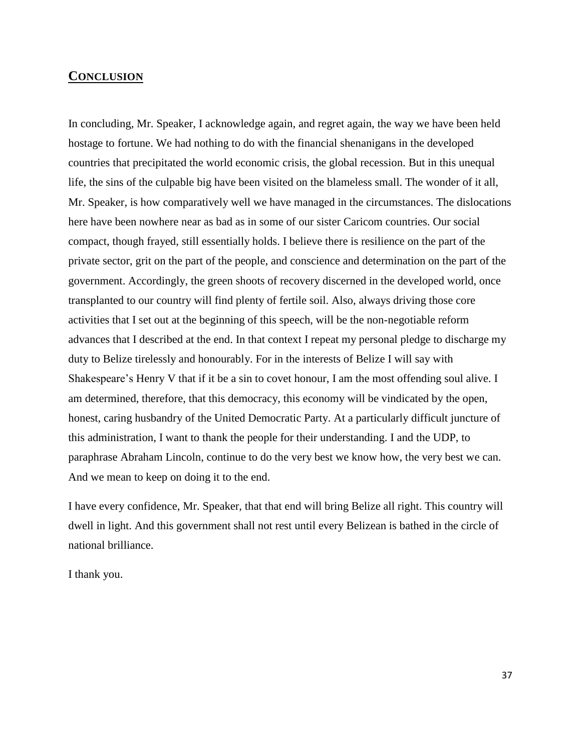## Conclusion

In concluding, Mr. Speaker, I acknowledge again, and regret again, the way we have been held hostage to fortune. We had nothing to do with the financial shenanigans in the developed countries that precipitated the world economic crisis, the global recession. But in this unequal life, the sins of the culpable big have been visited on the blameless small. The wonder of it all, Mr. Speaker, is how comparatively well we have managed in the circumstances. The dislocations here have been nowhere near as bad as in some of our sister Caricom countries. Our social compact, though frayed, still essentially holds. I believe there is resilience on the part of the private sector, grit on the part of the people, and conscience and determination on the part of the government. Accordingly, the green shoots of recovery discerned in the developed world, once transplanted to our country will find plenty of fertile soil. Also, always driving those core activities that I set out at the beginning of this speech, will be the non-negotiable reform advances that I described at the end. In that context I repeat my personal pledge to discharge my duty to Belize tirelessly and honourably. For in the interests of Belize I will say with Shakespeare's Henry V that if it be a sin to covet honour, I am the most offending soul alive. I am determined, therefore, that this democracy, this economy will be vindicated by the open, honest, caring husbandry of the United Democratic Party. At a particularly difficult juncture of this administration, I want to thank the people for their understanding. I and the UDP, to paraphrase Abraham Lincoln, continue to do the very best we know how, the very best we can. And we mean to keep on doing it to the end.

I have every confidence, Mr. Speaker, that that end will bring Belize all right. This country will dwell in light. And this government shall not rest until every Belizean is bathed in the circle of national brilliance.

I thank you.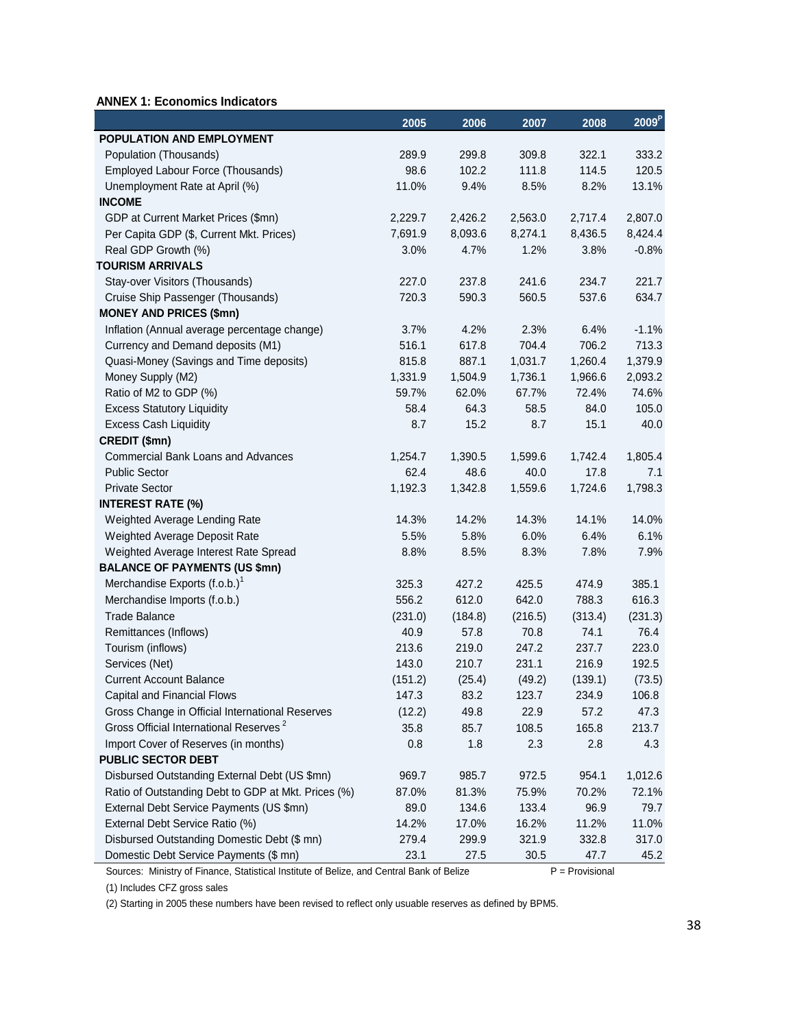**ANNEX 1: Economics Indicators**

| | 2005 | 2006 | 2007 | 2008 | 2009$^{P}$ |
|---|---|---|---|---|---|
| **POPULATION AND EMPLOYMENT** | | | | | |
| Population (Thousands) | 289.9 | 299.8 | 309.8 | 322.1 | 333.2 |
| Employed Labour Force (Thousands) | 98.6 | 102.2 | 111.8 | 114.5 | 120.5 |
| Unemployment Rate at April (%) | 11.0% | 9.4% | 8.5% | 8.2% | 13.1% |
| **INCOME** | | | | | |
| GDP at Current Market Prices ($mn) | 2,229.7 | 2,426.2 | 2,563.0 | 2,717.4 | 2,807.0 |
| Per Capita GDP ($, Current Mkt. Prices) | 7,691.9 | 8,093.6 | 8,274.1 | 8,436.5 | 8,424.4 |
| Real GDP Growth (%) | 3.0% | 4.7% | 1.2% | 3.8% | -0.8% |
| **TOURISM ARRIVALS** | | | | | |
| Stay-over Visitors (Thousands) | 227.0 | 237.8 | 241.6 | 234.7 | 221.7 |
| Cruise Ship Passenger (Thousands) | 720.3 | 590.3 | 560.5 | 537.6 | 634.7 |
| **MONEY AND PRICES ($mn)** | | | | | |
| Inflation (Annual average percentage change) | 3.7% | 4.2% | 2.3% | 6.4% | -1.1% |
| Currency and Demand deposits (M1) | 516.1 | 617.8 | 704.4 | 706.2 | 713.3 |
| Quasi-Money (Savings and Time deposits) | 815.8 | 887.1 | 1,031.7 | 1,260.4 | 1,379.9 |
| Money Supply (M2) | 1,331.9 | 1,504.9 | 1,736.1 | 1,966.6 | 2,093.2 |
| Ratio of M2 to GDP (%) | 59.7% | 62.0% | 67.7% | 72.4% | 74.6% |
| Excess Statutory Liquidity | 58.4 | 64.3 | 58.5 | 84.0 | 105.0 |
| Excess Cash Liquidity | 8.7 | 15.2 | 8.7 | 15.1 | 40.0 |
| **CREDIT ($mn)** | | | | | |
| Commercial Bank Loans and Advances | 1,254.7 | 1,390.5 | 1,599.6 | 1,742.4 | 1,805.4 |
| Public Sector | 62.4 | 48.6 | 40.0 | 17.8 | 7.1 |
| Private Sector | 1,192.3 | 1,342.8 | 1,559.6 | 1,724.6 | 1,798.3 |
| **INTEREST RATE (%)** | | | | | |
| Weighted Average Lending Rate | 14.3% | 14.2% | 14.3% | 14.1% | 14.0% |
| Weighted Average Deposit Rate | 5.5% | 5.8% | 6.0% | 6.4% | 6.1% |
| Weighted Average Interest Rate Spread | 8.8% | 8.5% | 8.3% | 7.8% | 7.9% |
| **BALANCE OF PAYMENTS (US $mn)** | | | | | |
| Merchandise Exports (f.o.b.)[1] | 325.3 | 427.2 | 425.5 | 474.9 | 385.1 |
| Merchandise Imports (f.o.b.) | 556.2 | 612.0 | 642.0 | 788.3 | 616.3 |
| Trade Balance | (231.0) | (184.8) | (216.5) | (313.4) | (231.3) |
| Remittances (Inflows) | 40.9 | 57.8 | 70.8 | 74.1 | 76.4 |
| Tourism (inflows) | 213.6 | 219.0 | 247.2 | 237.7 | 223.0 |
| Services (Net) | 143.0 | 210.7 | 231.1 | 216.9 | 192.5 |
| Current Account Balance | (151.2) | (25.4) | (49.2) | (139.1) | (73.5) |
| Capital and Financial Flows | 147.3 | 83.2 | 123.7 | 234.9 | 106.8 |
| Gross Change in Official International Reserves | (12.2) | 49.8 | 22.9 | 57.2 | 47.3 |
| Gross Official International Reserves[2] | 35.8 | 85.7 | 108.5 | 165.8 | 213.7 |
| Import Cover of Reserves (in months) | 0.8 | 1.8 | 2.3 | 2.8 | 4.3 |
| **PUBLIC SECTOR DEBT** | | | | | |
| Disbursed Outstanding External Debt (US $mn) | 969.7 | 985.7 | 972.5 | 954.1 | 1,012.6 |
| Ratio of Outstanding Debt to GDP at Mkt. Prices (%) | 87.0% | 81.3% | 75.9% | 70.2% | 72.1% |
| External Debt Service Payments (US $mn) | 89.0 | 134.6 | 133.4 | 96.9 | 79.7 |
| External Debt Service Ratio (%) | 14.2% | 17.0% | 16.2% | 11.2% | 11.0% |
| Disbursed Outstanding Domestic Debt ($ mn) | 279.4 | 299.9 | 321.9 | 332.8 | 317.0 |
| Domestic Debt Service Payments ($ mn) | 23.1 | 27.5 | 30.5 | 47.7 | 45.2 |

Sources: Ministry of Finance, Statistical Institute of Belize, and Central Bank of Belize P = Provisional

(1) Includes CFZ gross sales

(2) Starting in 2005 these numbers have been revised to reflect only usuable reserves as defined by BPM5.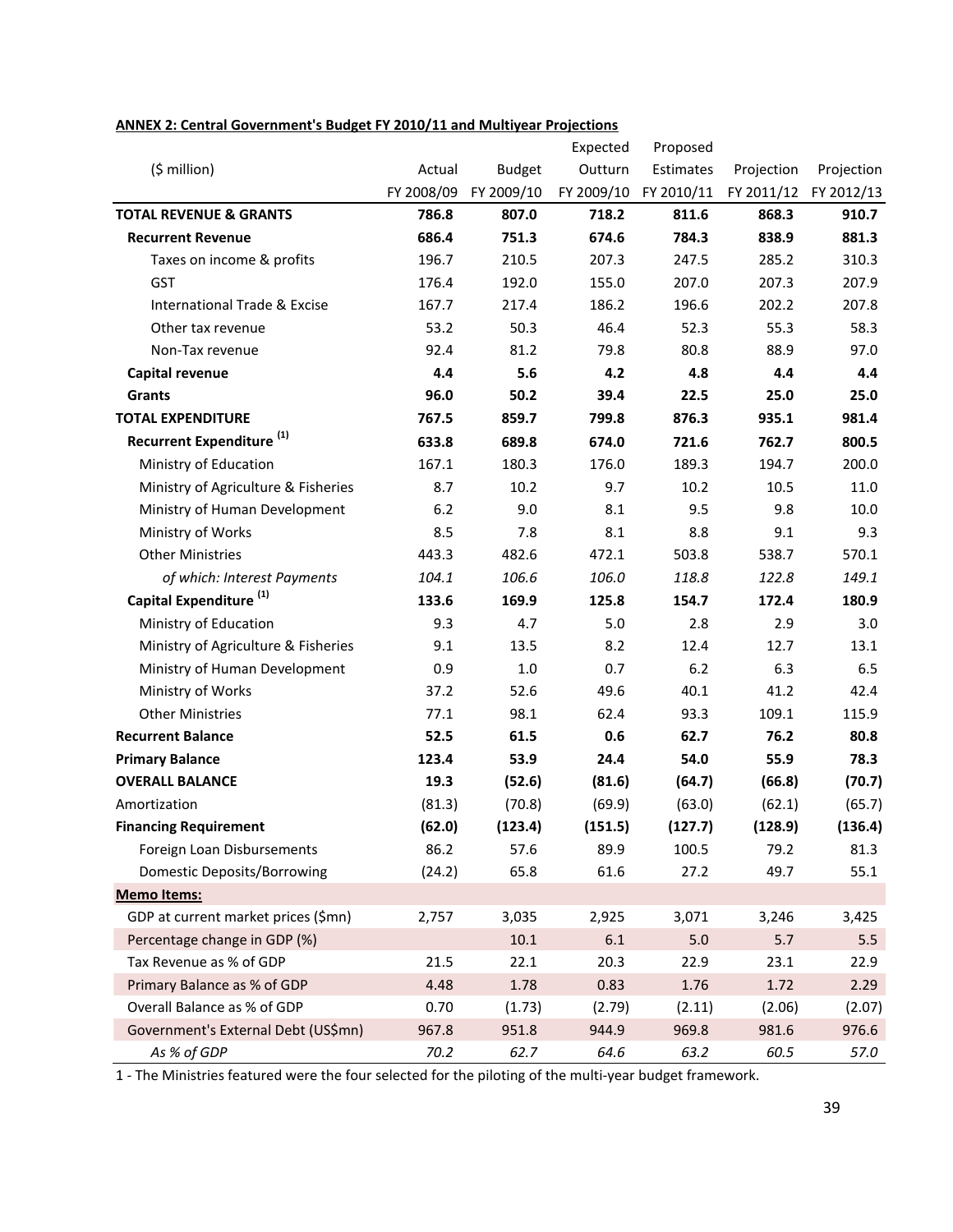**ANNEX 2: Central Government's Budget FY 2010/11 and Multiyear Projections**

| ($ million) | Actual FY 2008/09 | Budget FY 2009/10 | Expected Outturn FY 2009/10 | Proposed Estimates FY 2010/11 | Projection FY 2011/12 | Projection FY 2012/13 |
|---|---|---|---|---|---|---|
| **TOTAL REVENUE & GRANTS** | **786.8** | **807.0** | **718.2** | **811.6** | **868.3** | **910.7** |
| **Recurrent Revenue** | **686.4** | **751.3** | **674.6** | **784.3** | **838.9** | **881.3** |
| Taxes on income & profits | 196.7 | 210.5 | 207.3 | 247.5 | 285.2 | 310.3 |
| GST | 176.4 | 192.0 | 155.0 | 207.0 | 207.3 | 207.9 |
| International Trade & Excise | 167.7 | 217.4 | 186.2 | 196.6 | 202.2 | 207.8 |
| Other tax revenue | 53.2 | 50.3 | 46.4 | 52.3 | 55.3 | 58.3 |
| Non-Tax revenue | 92.4 | 81.2 | 79.8 | 80.8 | 88.9 | 97.0 |
| **Capital revenue** | **4.4** | **5.6** | **4.2** | **4.8** | **4.4** | **4.4** |
| **Grants** | **96.0** | **50.2** | **39.4** | **22.5** | **25.0** | **25.0** |
| **TOTAL EXPENDITURE** | **767.5** | **859.7** | **799.8** | **876.3** | **935.1** | **981.4** |
| **Recurrent Expenditure (1)** | **633.8** | **689.8** | **674.0** | **721.6** | **762.7** | **800.5** |
| Ministry of Education | 167.1 | 180.3 | 176.0 | 189.3 | 194.7 | 200.0 |
| Ministry of Agriculture & Fisheries | 8.7 | 10.2 | 9.7 | 10.2 | 10.5 | 11.0 |
| Ministry of Human Development | 6.2 | 9.0 | 8.1 | 9.5 | 9.8 | 10.0 |
| Ministry of Works | 8.5 | 7.8 | 8.1 | 8.8 | 9.1 | 9.3 |
| Other Ministries | 443.3 | 482.6 | 472.1 | 503.8 | 538.7 | 570.1 |
| *of which: Interest Payments* | *104.1* | *106.6* | *106.0* | *118.8* | *122.8* | *149.1* |
| **Capital Expenditure (1)** | **133.6** | **169.9** | **125.8** | **154.7** | **172.4** | **180.9** |
| Ministry of Education | 9.3 | 4.7 | 5.0 | 2.8 | 2.9 | 3.0 |
| Ministry of Agriculture & Fisheries | 9.1 | 13.5 | 8.2 | 12.4 | 12.7 | 13.1 |
| Ministry of Human Development | 0.9 | 1.0 | 0.7 | 6.2 | 6.3 | 6.5 |
| Ministry of Works | 37.2 | 52.6 | 49.6 | 40.1 | 41.2 | 42.4 |
| Other Ministries | 77.1 | 98.1 | 62.4 | 93.3 | 109.1 | 115.9 |
| **Recurrent Balance** | **52.5** | **61.5** | **0.6** | **62.7** | **76.2** | **80.8** |
| **Primary Balance** | **123.4** | **53.9** | **24.4** | **54.0** | **55.9** | **78.3** |
| **OVERALL BALANCE** | **19.3** | **(52.6)** | **(81.6)** | **(64.7)** | **(66.8)** | **(70.7)** |
| Amortization | (81.3) | (70.8) | (69.9) | (63.0) | (62.1) | (65.7) |
| **Financing Requirement** | **(62.0)** | **(123.4)** | **(151.5)** | **(127.7)** | **(128.9)** | **(136.4)** |
| Foreign Loan Disbursements | 86.2 | 57.6 | 89.9 | 100.5 | 79.2 | 81.3 |
| Domestic Deposits/Borrowing | (24.2) | 65.8 | 61.6 | 27.2 | 49.7 | 55.1 |
| **Memo Items:** | | | | | | |
| GDP at current market prices ($mn) | 2,757 | 3,035 | 2,925 | 3,071 | 3,246 | 3,425 |
| Percentage change in GDP (%) | | 10.1 | 6.1 | 5.0 | 5.7 | 5.5 |
| Tax Revenue as % of GDP | 21.5 | 22.1 | 20.3 | 22.9 | 23.1 | 22.9 |
| Primary Balance as % of GDP | 4.48 | 1.78 | 0.83 | 1.76 | 1.72 | 2.29 |
| Overall Balance as % of GDP | 0.70 | (1.73) | (2.79) | (2.11) | (2.06) | (2.07) |
| Government's External Debt (US$mn) | 967.8 | 951.8 | 944.9 | 969.8 | 981.6 | 976.6 |
| *As % of GDP* | *70.2* | *62.7* | *64.6* | *63.2* | *60.5* | *57.0* |

1 - The Ministries featured were the four selected for the piloting of the multi-year budget framework.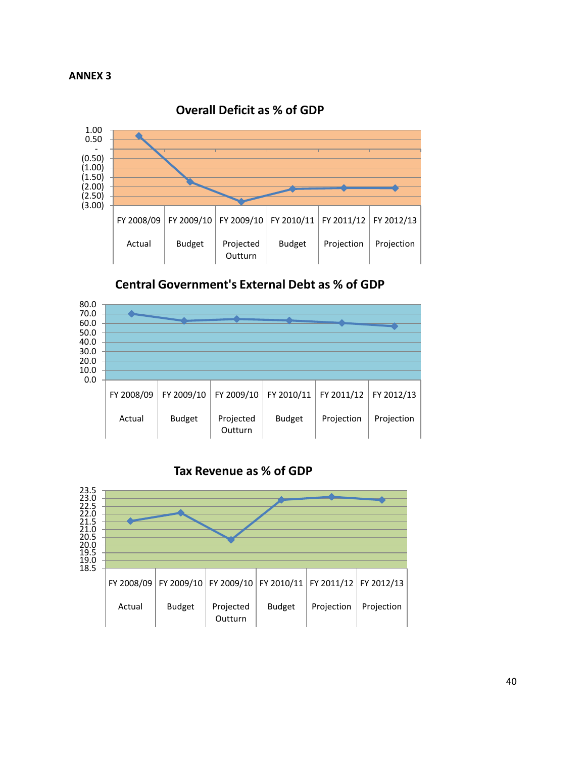**ANNEX 3**

**Overall Deficit as % of GDP**

1.00
0.50
-
(0.50)
(1.00)
(1.50)
(2.00)
(2.50)
(3.00)

FY 2008/09 Actual
FY 2009/10 Budget
FY 2009/10 Projected Outturn
FY 2010/11 Budget
FY 2011/12 Projection
FY 2012/13 Projection

**Central Government's External Debt as % of GDP**

80.0
70.0
60.0
50.0
40.0
30.0
20.0
10.0
0.0

FY 2008/09 Actual
FY 2009/10 Budget
FY 2009/10 Projected Outturn
FY 2010/11 Budget
FY 2011/12 Projection
FY 2012/13 Projection

**Tax Revenue as % of GDP**

23.5
23.0
22.5
22.0
21.5
21.0
20.5
20.0
19.5
19.0
18.5

FY 2008/09 Actual
FY 2009/10 Budget
FY 2009/10 Projected Outturn
FY 2010/11 Budget
FY 2011/12 Projection
FY 2012/13 Projection